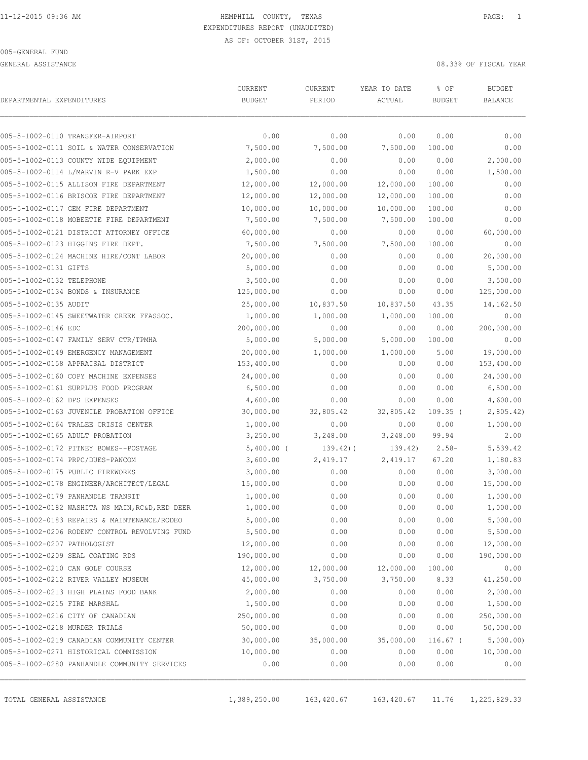HEMPHILL COUNTY, TEXAS
EXPENDITURES REPORT (UNAUDITED)
AS OF: OCTOBER 31ST, 2015

005-GENERAL FUND

GENERAL ASSISTANCE — 08.33% OF FISCAL YEAR

| DEPARTMENTAL EXPENDITURES | CURRENT BUDGET | CURRENT PERIOD | YEAR TO DATE ACTUAL | % OF BUDGET | BUDGET BALANCE |
|---|---|---|---|---|---|
| 005-5-1002-0110 TRANSFER-AIRPORT | 0.00 | 0.00 | 0.00 | 0.00 | 0.00 |
| 005-5-1002-0111 SOIL & WATER CONSERVATION | 7,500.00 | 7,500.00 | 7,500.00 | 100.00 | 0.00 |
| 005-5-1002-0113 COUNTY WIDE EQUIPMENT | 2,000.00 | 0.00 | 0.00 | 0.00 | 2,000.00 |
| 005-5-1002-0114 L/MARVIN R-V PARK EXP | 1,500.00 | 0.00 | 0.00 | 0.00 | 1,500.00 |
| 005-5-1002-0115 ALLISON FIRE DEPARTMENT | 12,000.00 | 12,000.00 | 12,000.00 | 100.00 | 0.00 |
| 005-5-1002-0116 BRISCOE FIRE DEPARTMENT | 12,000.00 | 12,000.00 | 12,000.00 | 100.00 | 0.00 |
| 005-5-1002-0117 GEM FIRE DEPARTMENT | 10,000.00 | 10,000.00 | 10,000.00 | 100.00 | 0.00 |
| 005-5-1002-0118 MOBEETIE FIRE DEPARTMENT | 7,500.00 | 7,500.00 | 7,500.00 | 100.00 | 0.00 |
| 005-5-1002-0121 DISTRICT ATTORNEY OFFICE | 60,000.00 | 0.00 | 0.00 | 0.00 | 60,000.00 |
| 005-5-1002-0123 HIGGINS FIRE DEPT. | 7,500.00 | 7,500.00 | 7,500.00 | 100.00 | 0.00 |
| 005-5-1002-0124 MACHINE HIRE/CONT LABOR | 20,000.00 | 0.00 | 0.00 | 0.00 | 20,000.00 |
| 005-5-1002-0131 GIFTS | 5,000.00 | 0.00 | 0.00 | 0.00 | 5,000.00 |
| 005-5-1002-0132 TELEPHONE | 3,500.00 | 0.00 | 0.00 | 0.00 | 3,500.00 |
| 005-5-1002-0134 BONDS & INSURANCE | 125,000.00 | 0.00 | 0.00 | 0.00 | 125,000.00 |
| 005-5-1002-0135 AUDIT | 25,000.00 | 10,837.50 | 10,837.50 | 43.35 | 14,162.50 |
| 005-5-1002-0145 SWEETWATER CREEK FFASSOC. | 1,000.00 | 1,000.00 | 1,000.00 | 100.00 | 0.00 |
| 005-5-1002-0146 EDC | 200,000.00 | 0.00 | 0.00 | 0.00 | 200,000.00 |
| 005-5-1002-0147 FAMILY SERV CTR/TPMHA | 5,000.00 | 5,000.00 | 5,000.00 | 100.00 | 0.00 |
| 005-5-1002-0149 EMERGENCY MANAGEMENT | 20,000.00 | 1,000.00 | 1,000.00 | 5.00 | 19,000.00 |
| 005-5-1002-0158 APPRAISAL DISTRICT | 153,400.00 | 0.00 | 0.00 | 0.00 | 153,400.00 |
| 005-5-1002-0160 COPY MACHINE EXPENSES | 24,000.00 | 0.00 | 0.00 | 0.00 | 24,000.00 |
| 005-5-1002-0161 SURPLUS FOOD PROGRAM | 6,500.00 | 0.00 | 0.00 | 0.00 | 6,500.00 |
| 005-5-1002-0162 DPS EXPENSES | 4,600.00 | 0.00 | 0.00 | 0.00 | 4,600.00 |
| 005-5-1002-0163 JUVENILE PROBATION OFFICE | 30,000.00 | 32,805.42 | 32,805.42 | 109.35 | ( 2,805.42) |
| 005-5-1002-0164 TRALEE CRISIS CENTER | 1,000.00 | 0.00 | 0.00 | 0.00 | 1,000.00 |
| 005-5-1002-0165 ADULT PROBATION | 3,250.00 | 3,248.00 | 3,248.00 | 99.94 | 2.00 |
| 005-5-1002-0172 PITNEY BOWES--POSTAGE | 5,400.00 | ( 139.42) | ( 139.42) | 2.58- | 5,539.42 |
| 005-5-1002-0174 PRPC/DUES-PANCOM | 3,600.00 | 2,419.17 | 2,419.17 | 67.20 | 1,180.83 |
| 005-5-1002-0175 PUBLIC FIREWORKS | 3,000.00 | 0.00 | 0.00 | 0.00 | 3,000.00 |
| 005-5-1002-0178 ENGINEER/ARCHITECT/LEGAL | 15,000.00 | 0.00 | 0.00 | 0.00 | 15,000.00 |
| 005-5-1002-0179 PANHANDLE TRANSIT | 1,000.00 | 0.00 | 0.00 | 0.00 | 1,000.00 |
| 005-5-1002-0182 WASHITA WS MAIN,RC&D,RED DEER | 1,000.00 | 0.00 | 0.00 | 0.00 | 1,000.00 |
| 005-5-1002-0183 REPAIRS & MAINTENANCE/RODEO | 5,000.00 | 0.00 | 0.00 | 0.00 | 5,000.00 |
| 005-5-1002-0206 RODENT CONTROL REVOLVING FUND | 5,500.00 | 0.00 | 0.00 | 0.00 | 5,500.00 |
| 005-5-1002-0207 PATHOLOGIST | 12,000.00 | 0.00 | 0.00 | 0.00 | 12,000.00 |
| 005-5-1002-0209 SEAL COATING RDS | 190,000.00 | 0.00 | 0.00 | 0.00 | 190,000.00 |
| 005-5-1002-0210 CAN GOLF COURSE | 12,000.00 | 12,000.00 | 12,000.00 | 100.00 | 0.00 |
| 005-5-1002-0212 RIVER VALLEY MUSEUM | 45,000.00 | 3,750.00 | 3,750.00 | 8.33 | 41,250.00 |
| 005-5-1002-0213 HIGH PLAINS FOOD BANK | 2,000.00 | 0.00 | 0.00 | 0.00 | 2,000.00 |
| 005-5-1002-0215 FIRE MARSHAL | 1,500.00 | 0.00 | 0.00 | 0.00 | 1,500.00 |
| 005-5-1002-0216 CITY OF CANADIAN | 250,000.00 | 0.00 | 0.00 | 0.00 | 250,000.00 |
| 005-5-1002-0218 MURDER TRIALS | 50,000.00 | 0.00 | 0.00 | 0.00 | 50,000.00 |
| 005-5-1002-0219 CANADIAN COMMUNITY CENTER | 30,000.00 | 35,000.00 | 35,000.00 | 116.67 | ( 5,000.00) |
| 005-5-1002-0271 HISTORICAL COMMISSION | 10,000.00 | 0.00 | 0.00 | 0.00 | 10,000.00 |
| 005-5-1002-0280 PANHANDLE COMMUNITY SERVICES | 0.00 | 0.00 | 0.00 | 0.00 | 0.00 |
| TOTAL GENERAL ASSISTANCE | 1,389,250.00 | 163,420.67 | 163,420.67 | 11.76 | 1,225,829.33 |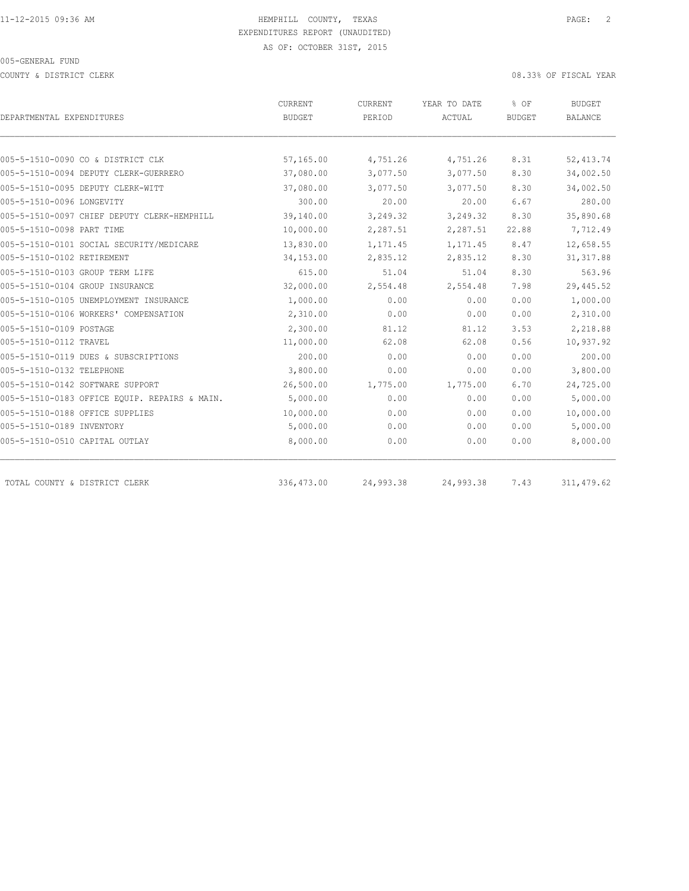HEMPHILL COUNTY, TEXAS
EXPENDITURES REPORT (UNAUDITED)
AS OF: OCTOBER 31ST, 2015

005-GENERAL FUND

COUNTY & DISTRICT CLERK

08.33% OF FISCAL YEAR

| DEPARTMENTAL EXPENDITURES | CURRENT BUDGET | CURRENT PERIOD | YEAR TO DATE ACTUAL | % OF BUDGET | BUDGET BALANCE |
|---|---|---|---|---|---|
| 005-5-1510-0090 CO & DISTRICT CLK | 57,165.00 | 4,751.26 | 4,751.26 | 8.31 | 52,413.74 |
| 005-5-1510-0094 DEPUTY CLERK-GUERRERO | 37,080.00 | 3,077.50 | 3,077.50 | 8.30 | 34,002.50 |
| 005-5-1510-0095 DEPUTY CLERK-WITT | 37,080.00 | 3,077.50 | 3,077.50 | 8.30 | 34,002.50 |
| 005-5-1510-0096 LONGEVITY | 300.00 | 20.00 | 20.00 | 6.67 | 280.00 |
| 005-5-1510-0097 CHIEF DEPUTY CLERK-HEMPHILL | 39,140.00 | 3,249.32 | 3,249.32 | 8.30 | 35,890.68 |
| 005-5-1510-0098 PART TIME | 10,000.00 | 2,287.51 | 2,287.51 | 22.88 | 7,712.49 |
| 005-5-1510-0101 SOCIAL SECURITY/MEDICARE | 13,830.00 | 1,171.45 | 1,171.45 | 8.47 | 12,658.55 |
| 005-5-1510-0102 RETIREMENT | 34,153.00 | 2,835.12 | 2,835.12 | 8.30 | 31,317.88 |
| 005-5-1510-0103 GROUP TERM LIFE | 615.00 | 51.04 | 51.04 | 8.30 | 563.96 |
| 005-5-1510-0104 GROUP INSURANCE | 32,000.00 | 2,554.48 | 2,554.48 | 7.98 | 29,445.52 |
| 005-5-1510-0105 UNEMPLOYMENT INSURANCE | 1,000.00 | 0.00 | 0.00 | 0.00 | 1,000.00 |
| 005-5-1510-0106 WORKERS' COMPENSATION | 2,310.00 | 0.00 | 0.00 | 0.00 | 2,310.00 |
| 005-5-1510-0109 POSTAGE | 2,300.00 | 81.12 | 81.12 | 3.53 | 2,218.88 |
| 005-5-1510-0112 TRAVEL | 11,000.00 | 62.08 | 62.08 | 0.56 | 10,937.92 |
| 005-5-1510-0119 DUES & SUBSCRIPTIONS | 200.00 | 0.00 | 0.00 | 0.00 | 200.00 |
| 005-5-1510-0132 TELEPHONE | 3,800.00 | 0.00 | 0.00 | 0.00 | 3,800.00 |
| 005-5-1510-0142 SOFTWARE SUPPORT | 26,500.00 | 1,775.00 | 1,775.00 | 6.70 | 24,725.00 |
| 005-5-1510-0183 OFFICE EQUIP. REPAIRS & MAIN. | 5,000.00 | 0.00 | 0.00 | 0.00 | 5,000.00 |
| 005-5-1510-0188 OFFICE SUPPLIES | 10,000.00 | 0.00 | 0.00 | 0.00 | 10,000.00 |
| 005-5-1510-0189 INVENTORY | 5,000.00 | 0.00 | 0.00 | 0.00 | 5,000.00 |
| 005-5-1510-0510 CAPITAL OUTLAY | 8,000.00 | 0.00 | 0.00 | 0.00 | 8,000.00 |
| TOTAL COUNTY & DISTRICT CLERK | 336,473.00 | 24,993.38 | 24,993.38 | 7.43 | 311,479.62 |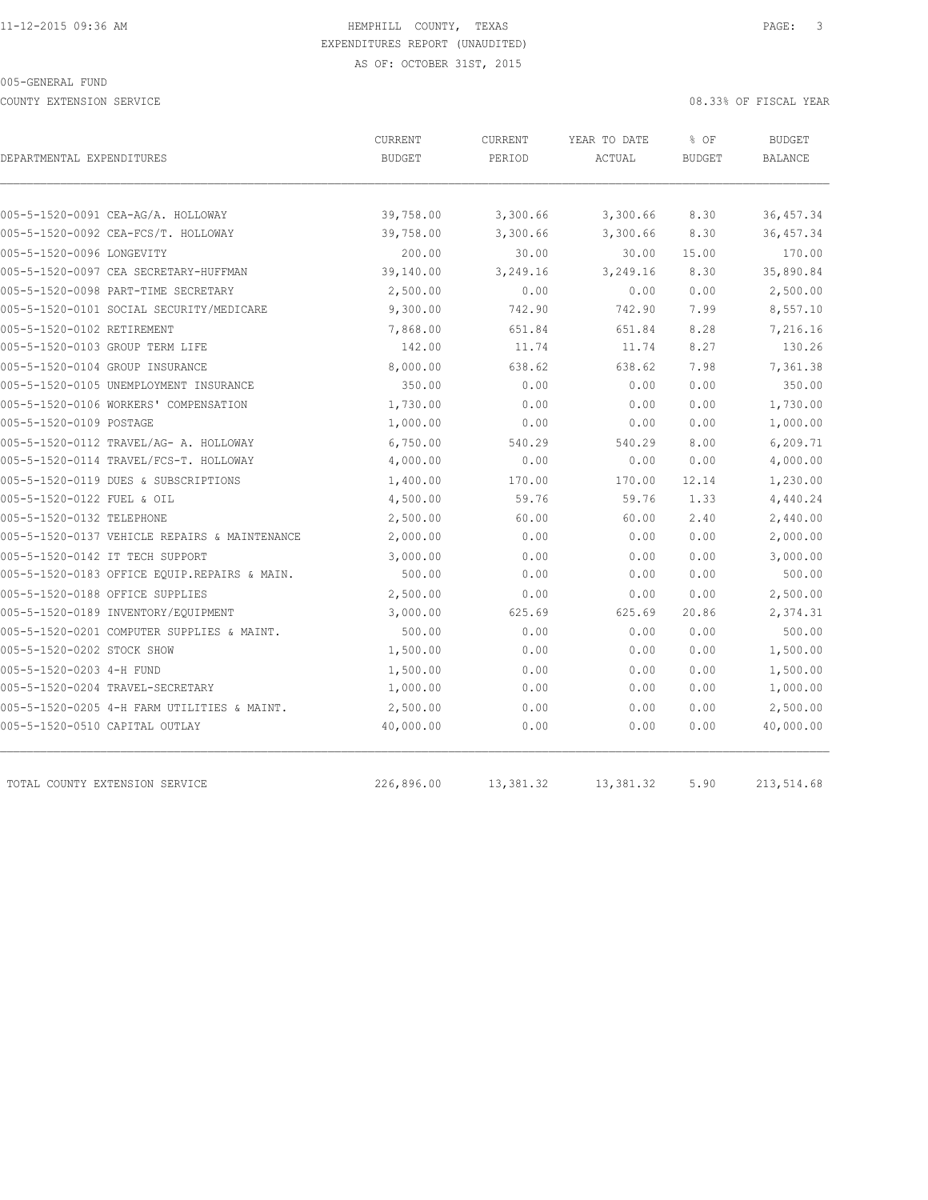HEMPHILL COUNTY, TEXAS
EXPENDITURES REPORT (UNAUDITED)
AS OF: OCTOBER 31ST, 2015

005-GENERAL FUND

COUNTY EXTENSION SERVICE

08.33% OF FISCAL YEAR

| DEPARTMENTAL EXPENDITURES | CURRENT BUDGET | CURRENT PERIOD | YEAR TO DATE ACTUAL | % OF BUDGET | BUDGET BALANCE |
|---|---|---|---|---|---|
| 005-5-1520-0091 CEA-AG/A. HOLLOWAY | 39,758.00 | 3,300.66 | 3,300.66 | 8.30 | 36,457.34 |
| 005-5-1520-0092 CEA-FCS/T. HOLLOWAY | 39,758.00 | 3,300.66 | 3,300.66 | 8.30 | 36,457.34 |
| 005-5-1520-0096 LONGEVITY | 200.00 | 30.00 | 30.00 | 15.00 | 170.00 |
| 005-5-1520-0097 CEA SECRETARY-HUFFMAN | 39,140.00 | 3,249.16 | 3,249.16 | 8.30 | 35,890.84 |
| 005-5-1520-0098 PART-TIME SECRETARY | 2,500.00 | 0.00 | 0.00 | 0.00 | 2,500.00 |
| 005-5-1520-0101 SOCIAL SECURITY/MEDICARE | 9,300.00 | 742.90 | 742.90 | 7.99 | 8,557.10 |
| 005-5-1520-0102 RETIREMENT | 7,868.00 | 651.84 | 651.84 | 8.28 | 7,216.16 |
| 005-5-1520-0103 GROUP TERM LIFE | 142.00 | 11.74 | 11.74 | 8.27 | 130.26 |
| 005-5-1520-0104 GROUP INSURANCE | 8,000.00 | 638.62 | 638.62 | 7.98 | 7,361.38 |
| 005-5-1520-0105 UNEMPLOYMENT INSURANCE | 350.00 | 0.00 | 0.00 | 0.00 | 350.00 |
| 005-5-1520-0106 WORKERS' COMPENSATION | 1,730.00 | 0.00 | 0.00 | 0.00 | 1,730.00 |
| 005-5-1520-0109 POSTAGE | 1,000.00 | 0.00 | 0.00 | 0.00 | 1,000.00 |
| 005-5-1520-0112 TRAVEL/AG- A. HOLLOWAY | 6,750.00 | 540.29 | 540.29 | 8.00 | 6,209.71 |
| 005-5-1520-0114 TRAVEL/FCS-T. HOLLOWAY | 4,000.00 | 0.00 | 0.00 | 0.00 | 4,000.00 |
| 005-5-1520-0119 DUES & SUBSCRIPTIONS | 1,400.00 | 170.00 | 170.00 | 12.14 | 1,230.00 |
| 005-5-1520-0122 FUEL & OIL | 4,500.00 | 59.76 | 59.76 | 1.33 | 4,440.24 |
| 005-5-1520-0132 TELEPHONE | 2,500.00 | 60.00 | 60.00 | 2.40 | 2,440.00 |
| 005-5-1520-0137 VEHICLE REPAIRS & MAINTENANCE | 2,000.00 | 0.00 | 0.00 | 0.00 | 2,000.00 |
| 005-5-1520-0142 IT TECH SUPPORT | 3,000.00 | 0.00 | 0.00 | 0.00 | 3,000.00 |
| 005-5-1520-0183 OFFICE EQUIP.REPAIRS & MAIN. | 500.00 | 0.00 | 0.00 | 0.00 | 500.00 |
| 005-5-1520-0188 OFFICE SUPPLIES | 2,500.00 | 0.00 | 0.00 | 0.00 | 2,500.00 |
| 005-5-1520-0189 INVENTORY/EQUIPMENT | 3,000.00 | 625.69 | 625.69 | 20.86 | 2,374.31 |
| 005-5-1520-0201 COMPUTER SUPPLIES & MAINT. | 500.00 | 0.00 | 0.00 | 0.00 | 500.00 |
| 005-5-1520-0202 STOCK SHOW | 1,500.00 | 0.00 | 0.00 | 0.00 | 1,500.00 |
| 005-5-1520-0203 4-H FUND | 1,500.00 | 0.00 | 0.00 | 0.00 | 1,500.00 |
| 005-5-1520-0204 TRAVEL-SECRETARY | 1,000.00 | 0.00 | 0.00 | 0.00 | 1,000.00 |
| 005-5-1520-0205 4-H FARM UTILITIES & MAINT. | 2,500.00 | 0.00 | 0.00 | 0.00 | 2,500.00 |
| 005-5-1520-0510 CAPITAL OUTLAY | 40,000.00 | 0.00 | 0.00 | 0.00 | 40,000.00 |
| TOTAL COUNTY EXTENSION SERVICE | 226,896.00 | 13,381.32 | 13,381.32 | 5.90 | 213,514.68 |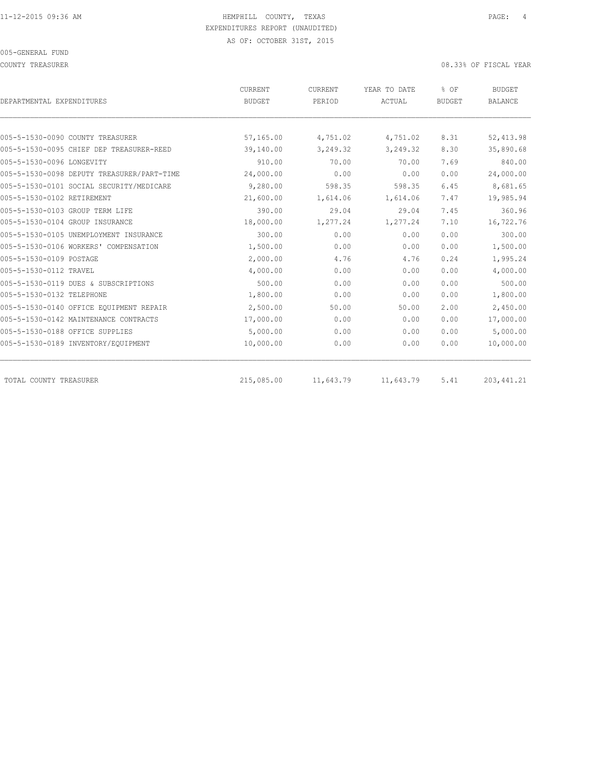HEMPHILL COUNTY, TEXAS
EXPENDITURES REPORT (UNAUDITED)
AS OF: OCTOBER 31ST, 2015

005-GENERAL FUND

COUNTY TREASURER

08.33% OF FISCAL YEAR

| DEPARTMENTAL EXPENDITURES | CURRENT BUDGET | CURRENT PERIOD | YEAR TO DATE ACTUAL | % OF BUDGET | BUDGET BALANCE |
|---|---|---|---|---|---|
| 005-5-1530-0090 COUNTY TREASURER | 57,165.00 | 4,751.02 | 4,751.02 | 8.31 | 52,413.98 |
| 005-5-1530-0095 CHIEF DEP TREASURER-REED | 39,140.00 | 3,249.32 | 3,249.32 | 8.30 | 35,890.68 |
| 005-5-1530-0096 LONGEVITY | 910.00 | 70.00 | 70.00 | 7.69 | 840.00 |
| 005-5-1530-0098 DEPUTY TREASURER/PART-TIME | 24,000.00 | 0.00 | 0.00 | 0.00 | 24,000.00 |
| 005-5-1530-0101 SOCIAL SECURITY/MEDICARE | 9,280.00 | 598.35 | 598.35 | 6.45 | 8,681.65 |
| 005-5-1530-0102 RETIREMENT | 21,600.00 | 1,614.06 | 1,614.06 | 7.47 | 19,985.94 |
| 005-5-1530-0103 GROUP TERM LIFE | 390.00 | 29.04 | 29.04 | 7.45 | 360.96 |
| 005-5-1530-0104 GROUP INSURANCE | 18,000.00 | 1,277.24 | 1,277.24 | 7.10 | 16,722.76 |
| 005-5-1530-0105 UNEMPLOYMENT INSURANCE | 300.00 | 0.00 | 0.00 | 0.00 | 300.00 |
| 005-5-1530-0106 WORKERS' COMPENSATION | 1,500.00 | 0.00 | 0.00 | 0.00 | 1,500.00 |
| 005-5-1530-0109 POSTAGE | 2,000.00 | 4.76 | 4.76 | 0.24 | 1,995.24 |
| 005-5-1530-0112 TRAVEL | 4,000.00 | 0.00 | 0.00 | 0.00 | 4,000.00 |
| 005-5-1530-0119 DUES & SUBSCRIPTIONS | 500.00 | 0.00 | 0.00 | 0.00 | 500.00 |
| 005-5-1530-0132 TELEPHONE | 1,800.00 | 0.00 | 0.00 | 0.00 | 1,800.00 |
| 005-5-1530-0140 OFFICE EQUIPMENT REPAIR | 2,500.00 | 50.00 | 50.00 | 2.00 | 2,450.00 |
| 005-5-1530-0142 MAINTENANCE CONTRACTS | 17,000.00 | 0.00 | 0.00 | 0.00 | 17,000.00 |
| 005-5-1530-0188 OFFICE SUPPLIES | 5,000.00 | 0.00 | 0.00 | 0.00 | 5,000.00 |
| 005-5-1530-0189 INVENTORY/EQUIPMENT | 10,000.00 | 0.00 | 0.00 | 0.00 | 10,000.00 |
| TOTAL COUNTY TREASURER | 215,085.00 | 11,643.79 | 11,643.79 | 5.41 | 203,441.21 |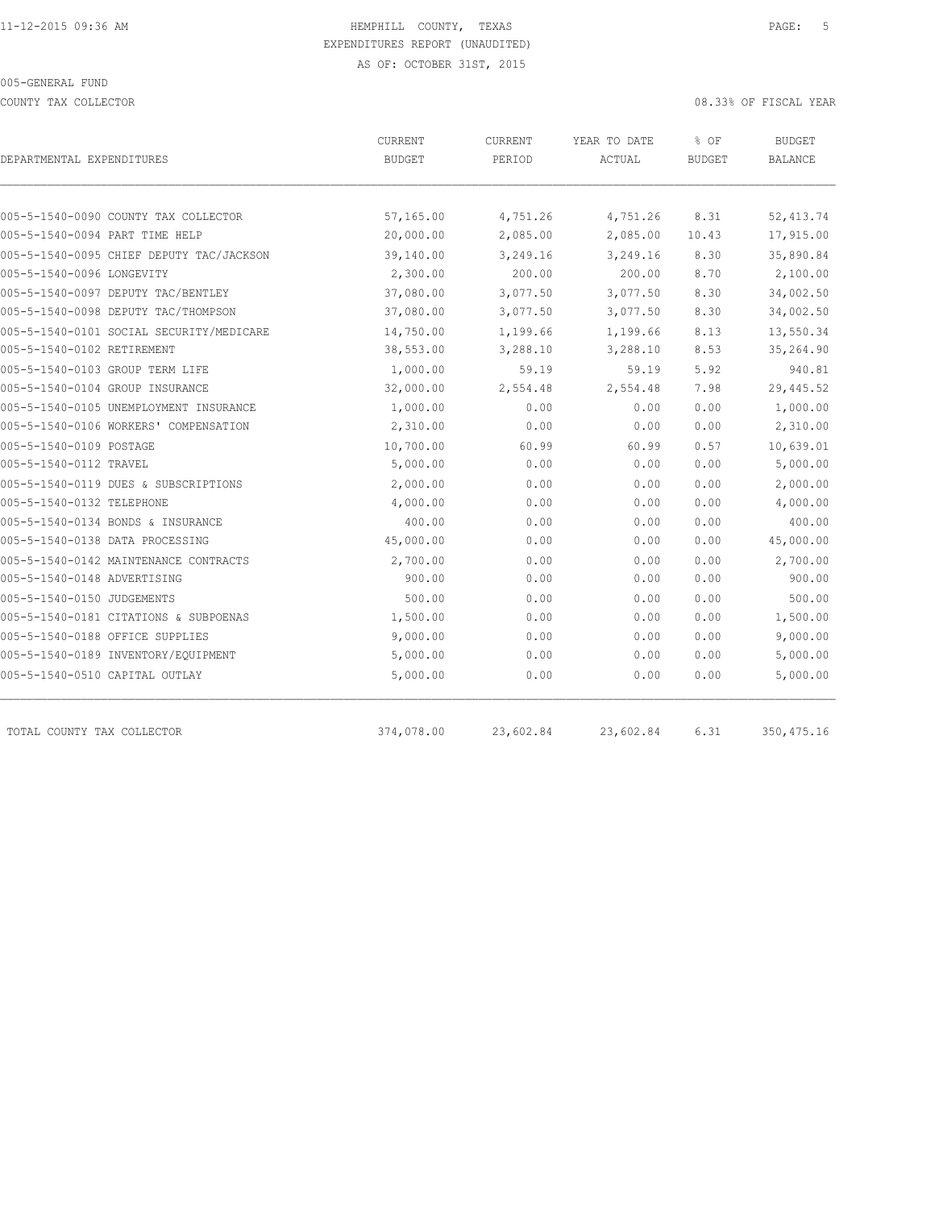HEMPHILL COUNTY, TEXAS
EXPENDITURES REPORT (UNAUDITED)
AS OF: OCTOBER 31ST, 2015

005-GENERAL FUND

COUNTY TAX COLLECTOR

08.33% OF FISCAL YEAR

| DEPARTMENTAL EXPENDITURES | CURRENT BUDGET | CURRENT PERIOD | YEAR TO DATE ACTUAL | % OF BUDGET | BUDGET BALANCE |
|---|---|---|---|---|---|
| 005-5-1540-0090 COUNTY TAX COLLECTOR | 57,165.00 | 4,751.26 | 4,751.26 | 8.31 | 52,413.74 |
| 005-5-1540-0094 PART TIME HELP | 20,000.00 | 2,085.00 | 2,085.00 | 10.43 | 17,915.00 |
| 005-5-1540-0095 CHIEF DEPUTY TAC/JACKSON | 39,140.00 | 3,249.16 | 3,249.16 | 8.30 | 35,890.84 |
| 005-5-1540-0096 LONGEVITY | 2,300.00 | 200.00 | 200.00 | 8.70 | 2,100.00 |
| 005-5-1540-0097 DEPUTY TAC/BENTLEY | 37,080.00 | 3,077.50 | 3,077.50 | 8.30 | 34,002.50 |
| 005-5-1540-0098 DEPUTY TAC/THOMPSON | 37,080.00 | 3,077.50 | 3,077.50 | 8.30 | 34,002.50 |
| 005-5-1540-0101 SOCIAL SECURITY/MEDICARE | 14,750.00 | 1,199.66 | 1,199.66 | 8.13 | 13,550.34 |
| 005-5-1540-0102 RETIREMENT | 38,553.00 | 3,288.10 | 3,288.10 | 8.53 | 35,264.90 |
| 005-5-1540-0103 GROUP TERM LIFE | 1,000.00 | 59.19 | 59.19 | 5.92 | 940.81 |
| 005-5-1540-0104 GROUP INSURANCE | 32,000.00 | 2,554.48 | 2,554.48 | 7.98 | 29,445.52 |
| 005-5-1540-0105 UNEMPLOYMENT INSURANCE | 1,000.00 | 0.00 | 0.00 | 0.00 | 1,000.00 |
| 005-5-1540-0106 WORKERS' COMPENSATION | 2,310.00 | 0.00 | 0.00 | 0.00 | 2,310.00 |
| 005-5-1540-0109 POSTAGE | 10,700.00 | 60.99 | 60.99 | 0.57 | 10,639.01 |
| 005-5-1540-0112 TRAVEL | 5,000.00 | 0.00 | 0.00 | 0.00 | 5,000.00 |
| 005-5-1540-0119 DUES & SUBSCRIPTIONS | 2,000.00 | 0.00 | 0.00 | 0.00 | 2,000.00 |
| 005-5-1540-0132 TELEPHONE | 4,000.00 | 0.00 | 0.00 | 0.00 | 4,000.00 |
| 005-5-1540-0134 BONDS & INSURANCE | 400.00 | 0.00 | 0.00 | 0.00 | 400.00 |
| 005-5-1540-0138 DATA PROCESSING | 45,000.00 | 0.00 | 0.00 | 0.00 | 45,000.00 |
| 005-5-1540-0142 MAINTENANCE CONTRACTS | 2,700.00 | 0.00 | 0.00 | 0.00 | 2,700.00 |
| 005-5-1540-0148 ADVERTISING | 900.00 | 0.00 | 0.00 | 0.00 | 900.00 |
| 005-5-1540-0150 JUDGEMENTS | 500.00 | 0.00 | 0.00 | 0.00 | 500.00 |
| 005-5-1540-0181 CITATIONS & SUBPOENAS | 1,500.00 | 0.00 | 0.00 | 0.00 | 1,500.00 |
| 005-5-1540-0188 OFFICE SUPPLIES | 9,000.00 | 0.00 | 0.00 | 0.00 | 9,000.00 |
| 005-5-1540-0189 INVENTORY/EQUIPMENT | 5,000.00 | 0.00 | 0.00 | 0.00 | 5,000.00 |
| 005-5-1540-0510 CAPITAL OUTLAY | 5,000.00 | 0.00 | 0.00 | 0.00 | 5,000.00 |
| TOTAL COUNTY TAX COLLECTOR | 374,078.00 | 23,602.84 | 23,602.84 | 6.31 | 350,475.16 |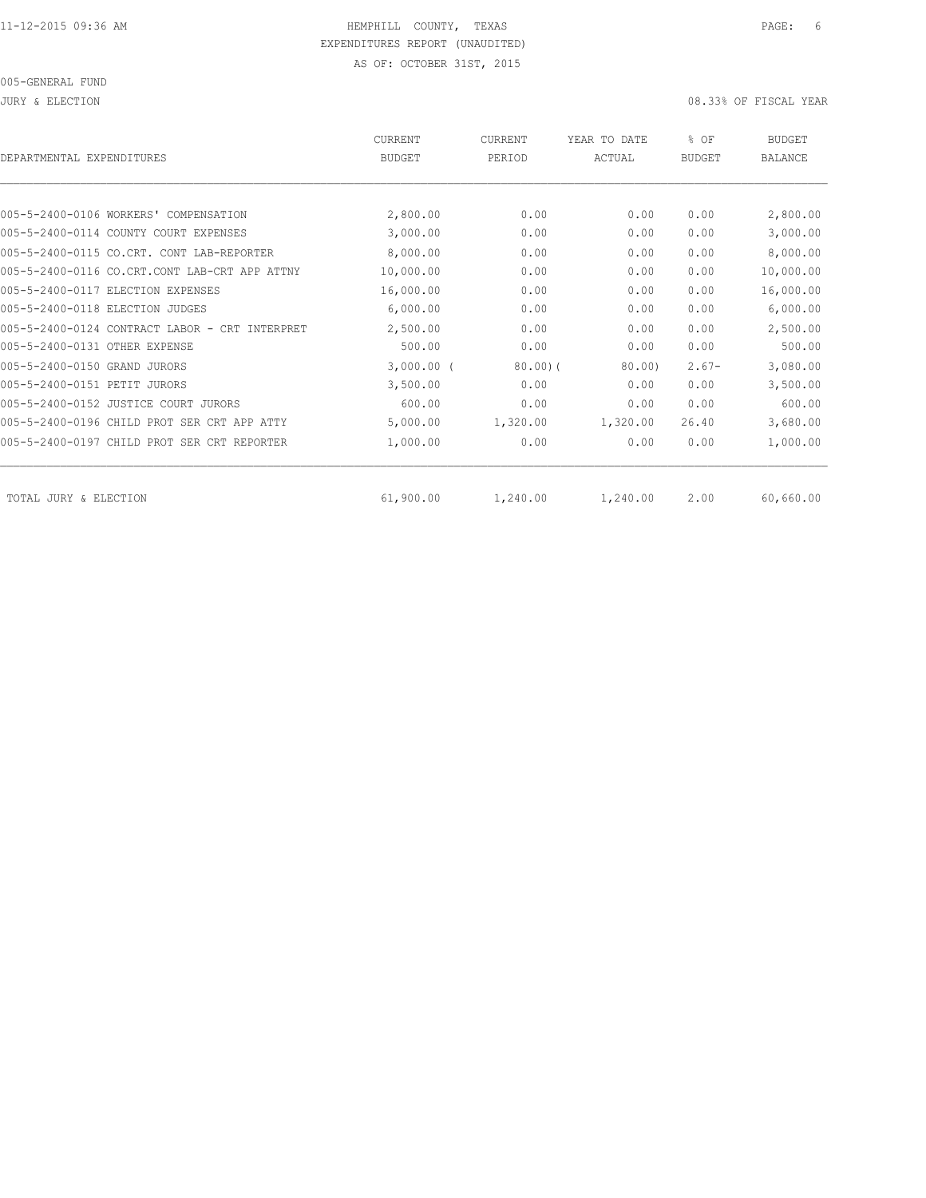HEMPHILL COUNTY, TEXAS
EXPENDITURES REPORT (UNAUDITED)
AS OF: OCTOBER 31ST, 2015

005-GENERAL FUND

JURY & ELECTION — 08.33% OF FISCAL YEAR

| DEPARTMENTAL EXPENDITURES | CURRENT BUDGET | CURRENT PERIOD | YEAR TO DATE ACTUAL | % OF BUDGET | BUDGET BALANCE |
|---|---|---|---|---|---|
| 005-5-2400-0106 WORKERS' COMPENSATION | 2,800.00 | 0.00 | 0.00 | 0.00 | 2,800.00 |
| 005-5-2400-0114 COUNTY COURT EXPENSES | 3,000.00 | 0.00 | 0.00 | 0.00 | 3,000.00 |
| 005-5-2400-0115 CO.CRT. CONT LAB-REPORTER | 8,000.00 | 0.00 | 0.00 | 0.00 | 8,000.00 |
| 005-5-2400-0116 CO.CRT.CONT LAB-CRT APP ATTNY | 10,000.00 | 0.00 | 0.00 | 0.00 | 10,000.00 |
| 005-5-2400-0117 ELECTION EXPENSES | 16,000.00 | 0.00 | 0.00 | 0.00 | 16,000.00 |
| 005-5-2400-0118 ELECTION JUDGES | 6,000.00 | 0.00 | 0.00 | 0.00 | 6,000.00 |
| 005-5-2400-0124 CONTRACT LABOR - CRT INTERPRET | 2,500.00 | 0.00 | 0.00 | 0.00 | 2,500.00 |
| 005-5-2400-0131 OTHER EXPENSE | 500.00 | 0.00 | 0.00 | 0.00 | 500.00 |
| 005-5-2400-0150 GRAND JURORS | 3,000.00 | ( 80.00) | ( 80.00) | 2.67- | 3,080.00 |
| 005-5-2400-0151 PETIT JURORS | 3,500.00 | 0.00 | 0.00 | 0.00 | 3,500.00 |
| 005-5-2400-0152 JUSTICE COURT JURORS | 600.00 | 0.00 | 0.00 | 0.00 | 600.00 |
| 005-5-2400-0196 CHILD PROT SER CRT APP ATTY | 5,000.00 | 1,320.00 | 1,320.00 | 26.40 | 3,680.00 |
| 005-5-2400-0197 CHILD PROT SER CRT REPORTER | 1,000.00 | 0.00 | 0.00 | 0.00 | 1,000.00 |
| TOTAL JURY & ELECTION | 61,900.00 | 1,240.00 | 1,240.00 | 2.00 | 60,660.00 |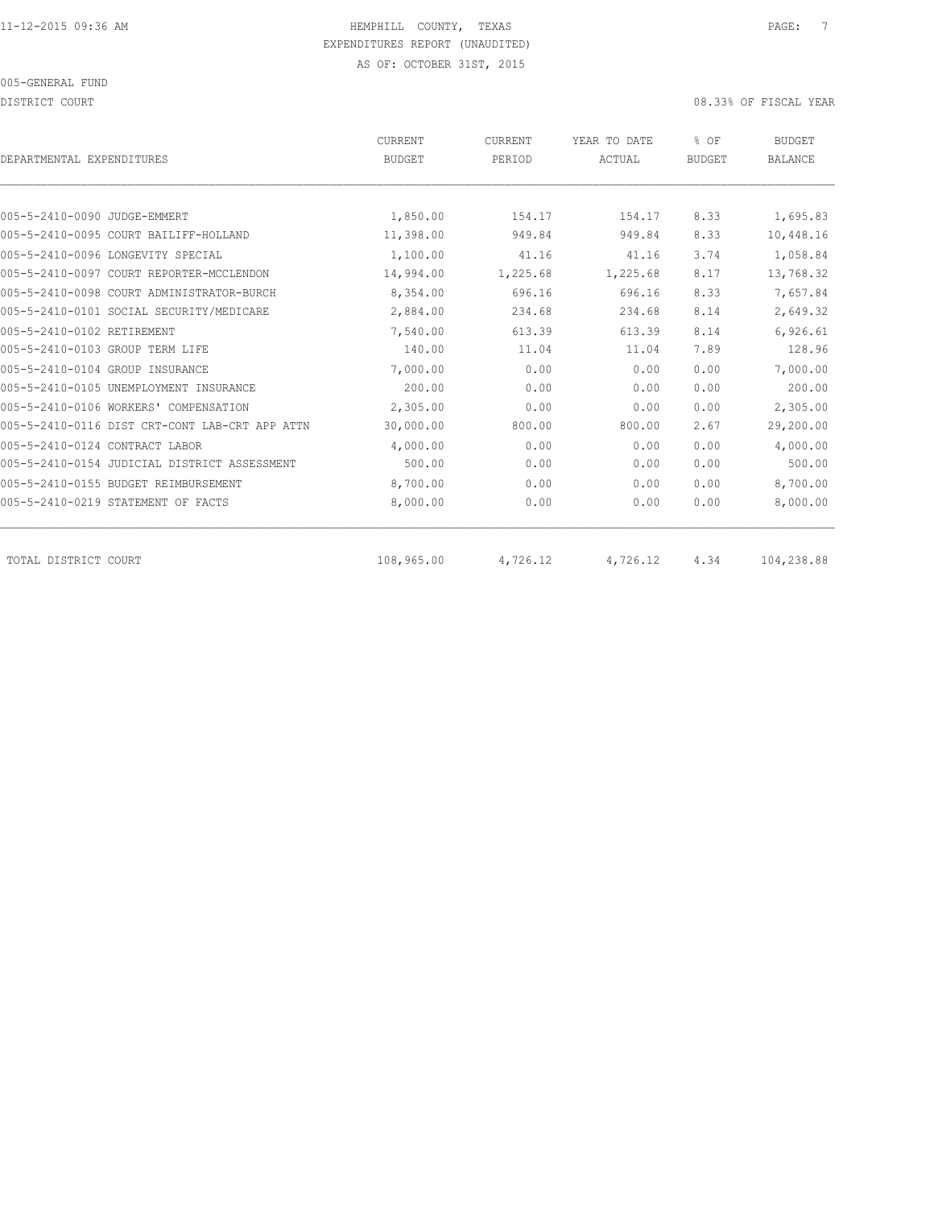11-12-2015 09:36 AM

HEMPHILL COUNTY, TEXAS
EXPENDITURES REPORT (UNAUDITED)
AS OF: OCTOBER 31ST, 2015

005-GENERAL FUND

DISTRICT COURT — 08.33% OF FISCAL YEAR

| DEPARTMENTAL EXPENDITURES | CURRENT BUDGET | CURRENT PERIOD | YEAR TO DATE ACTUAL | % OF BUDGET | BUDGET BALANCE |
|---|---|---|---|---|---|
| 005-5-2410-0090 JUDGE-EMMERT | 1,850.00 | 154.17 | 154.17 | 8.33 | 1,695.83 |
| 005-5-2410-0095 COURT BAILIFF-HOLLAND | 11,398.00 | 949.84 | 949.84 | 8.33 | 10,448.16 |
| 005-5-2410-0096 LONGEVITY SPECIAL | 1,100.00 | 41.16 | 41.16 | 3.74 | 1,058.84 |
| 005-5-2410-0097 COURT REPORTER-MCCLENDON | 14,994.00 | 1,225.68 | 1,225.68 | 8.17 | 13,768.32 |
| 005-5-2410-0098 COURT ADMINISTRATOR-BURCH | 8,354.00 | 696.16 | 696.16 | 8.33 | 7,657.84 |
| 005-5-2410-0101 SOCIAL SECURITY/MEDICARE | 2,884.00 | 234.68 | 234.68 | 8.14 | 2,649.32 |
| 005-5-2410-0102 RETIREMENT | 7,540.00 | 613.39 | 613.39 | 8.14 | 6,926.61 |
| 005-5-2410-0103 GROUP TERM LIFE | 140.00 | 11.04 | 11.04 | 7.89 | 128.96 |
| 005-5-2410-0104 GROUP INSURANCE | 7,000.00 | 0.00 | 0.00 | 0.00 | 7,000.00 |
| 005-5-2410-0105 UNEMPLOYMENT INSURANCE | 200.00 | 0.00 | 0.00 | 0.00 | 200.00 |
| 005-5-2410-0106 WORKERS' COMPENSATION | 2,305.00 | 0.00 | 0.00 | 0.00 | 2,305.00 |
| 005-5-2410-0116 DIST CRT-CONT LAB-CRT APP ATTN | 30,000.00 | 800.00 | 800.00 | 2.67 | 29,200.00 |
| 005-5-2410-0124 CONTRACT LABOR | 4,000.00 | 0.00 | 0.00 | 0.00 | 4,000.00 |
| 005-5-2410-0154 JUDICIAL DISTRICT ASSESSMENT | 500.00 | 0.00 | 0.00 | 0.00 | 500.00 |
| 005-5-2410-0155 BUDGET REIMBURSEMENT | 8,700.00 | 0.00 | 0.00 | 0.00 | 8,700.00 |
| 005-5-2410-0219 STATEMENT OF FACTS | 8,000.00 | 0.00 | 0.00 | 0.00 | 8,000.00 |
| TOTAL DISTRICT COURT | 108,965.00 | 4,726.12 | 4,726.12 | 4.34 | 104,238.88 |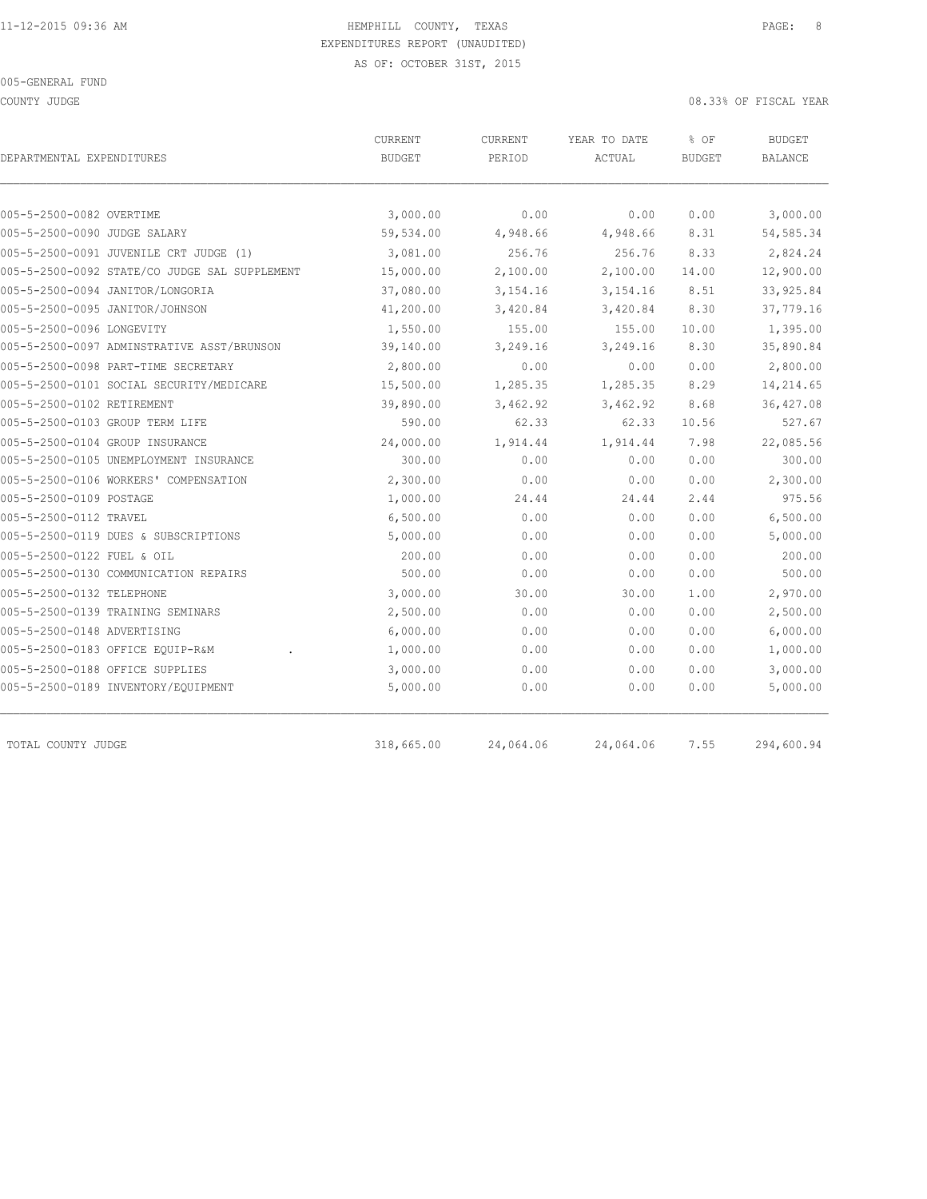HEMPHILL COUNTY, TEXAS
EXPENDITURES REPORT (UNAUDITED)
AS OF: OCTOBER 31ST, 2015

005-GENERAL FUND

COUNTY JUDGE

08.33% OF FISCAL YEAR

| DEPARTMENTAL EXPENDITURES | CURRENT BUDGET | CURRENT PERIOD | YEAR TO DATE ACTUAL | % OF BUDGET | BUDGET BALANCE |
|---|---|---|---|---|---|
| 005-5-2500-0082 OVERTIME | 3,000.00 | 0.00 | 0.00 | 0.00 | 3,000.00 |
| 005-5-2500-0090 JUDGE SALARY | 59,534.00 | 4,948.66 | 4,948.66 | 8.31 | 54,585.34 |
| 005-5-2500-0091 JUVENILE CRT JUDGE (1) | 3,081.00 | 256.76 | 256.76 | 8.33 | 2,824.24 |
| 005-5-2500-0092 STATE/CO JUDGE SAL SUPPLEMENT | 15,000.00 | 2,100.00 | 2,100.00 | 14.00 | 12,900.00 |
| 005-5-2500-0094 JANITOR/LONGORIA | 37,080.00 | 3,154.16 | 3,154.16 | 8.51 | 33,925.84 |
| 005-5-2500-0095 JANITOR/JOHNSON | 41,200.00 | 3,420.84 | 3,420.84 | 8.30 | 37,779.16 |
| 005-5-2500-0096 LONGEVITY | 1,550.00 | 155.00 | 155.00 | 10.00 | 1,395.00 |
| 005-5-2500-0097 ADMINSTRATIVE ASST/BRUNSON | 39,140.00 | 3,249.16 | 3,249.16 | 8.30 | 35,890.84 |
| 005-5-2500-0098 PART-TIME SECRETARY | 2,800.00 | 0.00 | 0.00 | 0.00 | 2,800.00 |
| 005-5-2500-0101 SOCIAL SECURITY/MEDICARE | 15,500.00 | 1,285.35 | 1,285.35 | 8.29 | 14,214.65 |
| 005-5-2500-0102 RETIREMENT | 39,890.00 | 3,462.92 | 3,462.92 | 8.68 | 36,427.08 |
| 005-5-2500-0103 GROUP TERM LIFE | 590.00 | 62.33 | 62.33 | 10.56 | 527.67 |
| 005-5-2500-0104 GROUP INSURANCE | 24,000.00 | 1,914.44 | 1,914.44 | 7.98 | 22,085.56 |
| 005-5-2500-0105 UNEMPLOYMENT INSURANCE | 300.00 | 0.00 | 0.00 | 0.00 | 300.00 |
| 005-5-2500-0106 WORKERS' COMPENSATION | 2,300.00 | 0.00 | 0.00 | 0.00 | 2,300.00 |
| 005-5-2500-0109 POSTAGE | 1,000.00 | 24.44 | 24.44 | 2.44 | 975.56 |
| 005-5-2500-0112 TRAVEL | 6,500.00 | 0.00 | 0.00 | 0.00 | 6,500.00 |
| 005-5-2500-0119 DUES & SUBSCRIPTIONS | 5,000.00 | 0.00 | 0.00 | 0.00 | 5,000.00 |
| 005-5-2500-0122 FUEL & OIL | 200.00 | 0.00 | 0.00 | 0.00 | 200.00 |
| 005-5-2500-0130 COMMUNICATION REPAIRS | 500.00 | 0.00 | 0.00 | 0.00 | 500.00 |
| 005-5-2500-0132 TELEPHONE | 3,000.00 | 30.00 | 30.00 | 1.00 | 2,970.00 |
| 005-5-2500-0139 TRAINING SEMINARS | 2,500.00 | 0.00 | 0.00 | 0.00 | 2,500.00 |
| 005-5-2500-0148 ADVERTISING | 6,000.00 | 0.00 | 0.00 | 0.00 | 6,000.00 |
| 005-5-2500-0183 OFFICE EQUIP-R&M . | 1,000.00 | 0.00 | 0.00 | 0.00 | 1,000.00 |
| 005-5-2500-0188 OFFICE SUPPLIES | 3,000.00 | 0.00 | 0.00 | 0.00 | 3,000.00 |
| 005-5-2500-0189 INVENTORY/EQUIPMENT | 5,000.00 | 0.00 | 0.00 | 0.00 | 5,000.00 |
| TOTAL COUNTY JUDGE | 318,665.00 | 24,064.06 | 24,064.06 | 7.55 | 294,600.94 |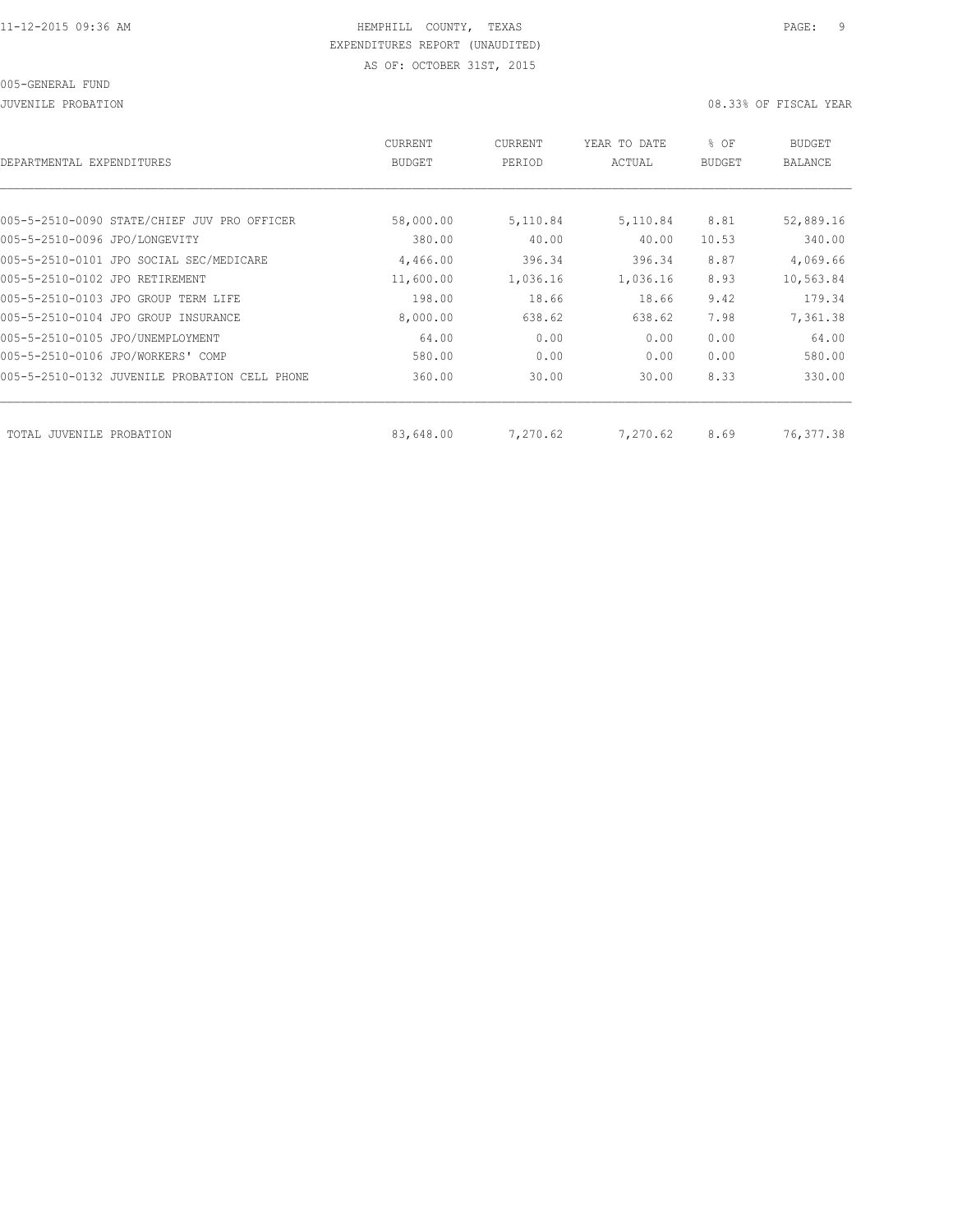HEMPHILL COUNTY, TEXAS
EXPENDITURES REPORT (UNAUDITED)
AS OF: OCTOBER 31ST, 2015

005-GENERAL FUND

JUVENILE PROBATION — 08.33% OF FISCAL YEAR

| DEPARTMENTAL EXPENDITURES | CURRENT BUDGET | CURRENT PERIOD | YEAR TO DATE ACTUAL | % OF BUDGET | BUDGET BALANCE |
|---|---|---|---|---|---|
| 005-5-2510-0090 STATE/CHIEF JUV PRO OFFICER | 58,000.00 | 5,110.84 | 5,110.84 | 8.81 | 52,889.16 |
| 005-5-2510-0096 JPO/LONGEVITY | 380.00 | 40.00 | 40.00 | 10.53 | 340.00 |
| 005-5-2510-0101 JPO SOCIAL SEC/MEDICARE | 4,466.00 | 396.34 | 396.34 | 8.87 | 4,069.66 |
| 005-5-2510-0102 JPO RETIREMENT | 11,600.00 | 1,036.16 | 1,036.16 | 8.93 | 10,563.84 |
| 005-5-2510-0103 JPO GROUP TERM LIFE | 198.00 | 18.66 | 18.66 | 9.42 | 179.34 |
| 005-5-2510-0104 JPO GROUP INSURANCE | 8,000.00 | 638.62 | 638.62 | 7.98 | 7,361.38 |
| 005-5-2510-0105 JPO/UNEMPLOYMENT | 64.00 | 0.00 | 0.00 | 0.00 | 64.00 |
| 005-5-2510-0106 JPO/WORKERS' COMP | 580.00 | 0.00 | 0.00 | 0.00 | 580.00 |
| 005-5-2510-0132 JUVENILE PROBATION CELL PHONE | 360.00 | 30.00 | 30.00 | 8.33 | 330.00 |
| TOTAL JUVENILE PROBATION | 83,648.00 | 7,270.62 | 7,270.62 | 8.69 | 76,377.38 |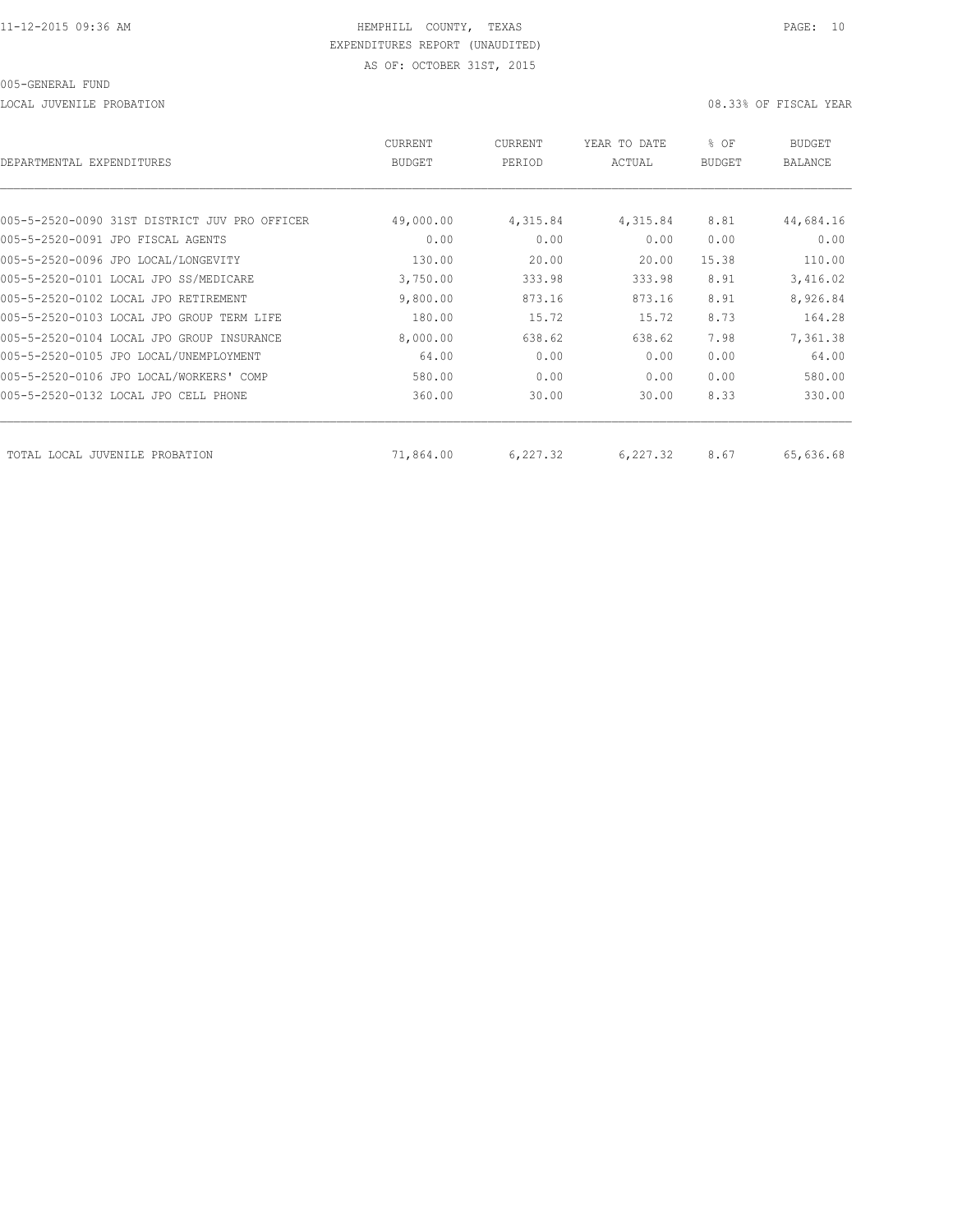HEMPHILL COUNTY, TEXAS
EXPENDITURES REPORT (UNAUDITED)
AS OF: OCTOBER 31ST, 2015

005-GENERAL FUND

LOCAL JUVENILE PROBATION 08.33% OF FISCAL YEAR

| DEPARTMENTAL EXPENDITURES | CURRENT BUDGET | CURRENT PERIOD | YEAR TO DATE ACTUAL | % OF BUDGET | BUDGET BALANCE |
|---|---|---|---|---|---|
| 005-5-2520-0090 31ST DISTRICT JUV PRO OFFICER | 49,000.00 | 4,315.84 | 4,315.84 | 8.81 | 44,684.16 |
| 005-5-2520-0091 JPO FISCAL AGENTS | 0.00 | 0.00 | 0.00 | 0.00 | 0.00 |
| 005-5-2520-0096 JPO LOCAL/LONGEVITY | 130.00 | 20.00 | 20.00 | 15.38 | 110.00 |
| 005-5-2520-0101 LOCAL JPO SS/MEDICARE | 3,750.00 | 333.98 | 333.98 | 8.91 | 3,416.02 |
| 005-5-2520-0102 LOCAL JPO RETIREMENT | 9,800.00 | 873.16 | 873.16 | 8.91 | 8,926.84 |
| 005-5-2520-0103 LOCAL JPO GROUP TERM LIFE | 180.00 | 15.72 | 15.72 | 8.73 | 164.28 |
| 005-5-2520-0104 LOCAL JPO GROUP INSURANCE | 8,000.00 | 638.62 | 638.62 | 7.98 | 7,361.38 |
| 005-5-2520-0105 JPO LOCAL/UNEMPLOYMENT | 64.00 | 0.00 | 0.00 | 0.00 | 64.00 |
| 005-5-2520-0106 JPO LOCAL/WORKERS' COMP | 580.00 | 0.00 | 0.00 | 0.00 | 580.00 |
| 005-5-2520-0132 LOCAL JPO CELL PHONE | 360.00 | 30.00 | 30.00 | 8.33 | 330.00 |
| TOTAL LOCAL JUVENILE PROBATION | 71,864.00 | 6,227.32 | 6,227.32 | 8.67 | 65,636.68 |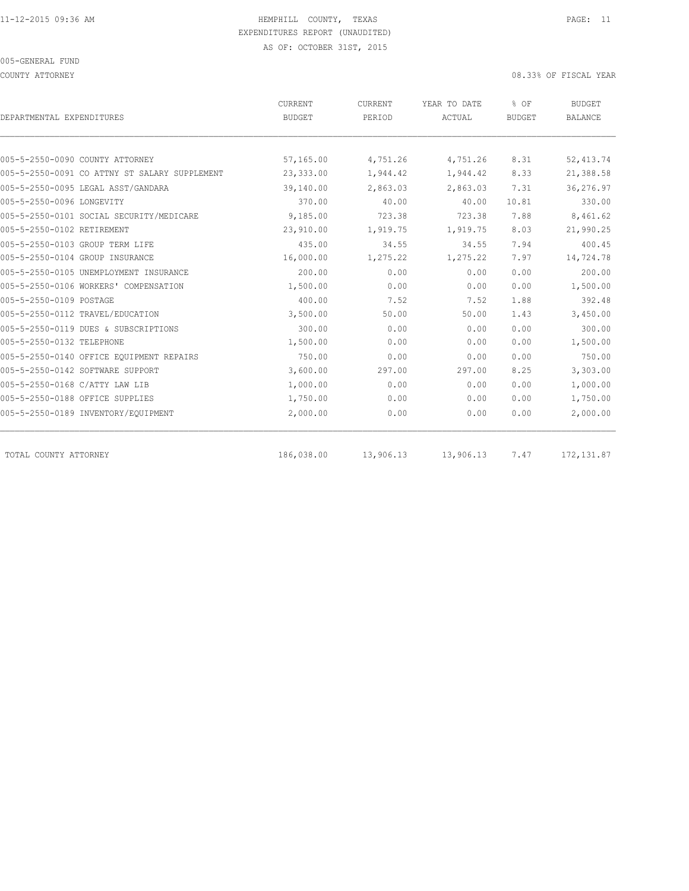HEMPHILL COUNTY, TEXAS
EXPENDITURES REPORT (UNAUDITED)
AS OF: OCTOBER 31ST, 2015

005-GENERAL FUND

COUNTY ATTORNEY

08.33% OF FISCAL YEAR

| DEPARTMENTAL EXPENDITURES | CURRENT BUDGET | CURRENT PERIOD | YEAR TO DATE ACTUAL | % OF BUDGET | BUDGET BALANCE |
|---|---|---|---|---|---|
| 005-5-2550-0090 COUNTY ATTORNEY | 57,165.00 | 4,751.26 | 4,751.26 | 8.31 | 52,413.74 |
| 005-5-2550-0091 CO ATTNY ST SALARY SUPPLEMENT | 23,333.00 | 1,944.42 | 1,944.42 | 8.33 | 21,388.58 |
| 005-5-2550-0095 LEGAL ASST/GANDARA | 39,140.00 | 2,863.03 | 2,863.03 | 7.31 | 36,276.97 |
| 005-5-2550-0096 LONGEVITY | 370.00 | 40.00 | 40.00 | 10.81 | 330.00 |
| 005-5-2550-0101 SOCIAL SECURITY/MEDICARE | 9,185.00 | 723.38 | 723.38 | 7.88 | 8,461.62 |
| 005-5-2550-0102 RETIREMENT | 23,910.00 | 1,919.75 | 1,919.75 | 8.03 | 21,990.25 |
| 005-5-2550-0103 GROUP TERM LIFE | 435.00 | 34.55 | 34.55 | 7.94 | 400.45 |
| 005-5-2550-0104 GROUP INSURANCE | 16,000.00 | 1,275.22 | 1,275.22 | 7.97 | 14,724.78 |
| 005-5-2550-0105 UNEMPLOYMENT INSURANCE | 200.00 | 0.00 | 0.00 | 0.00 | 200.00 |
| 005-5-2550-0106 WORKERS' COMPENSATION | 1,500.00 | 0.00 | 0.00 | 0.00 | 1,500.00 |
| 005-5-2550-0109 POSTAGE | 400.00 | 7.52 | 7.52 | 1.88 | 392.48 |
| 005-5-2550-0112 TRAVEL/EDUCATION | 3,500.00 | 50.00 | 50.00 | 1.43 | 3,450.00 |
| 005-5-2550-0119 DUES & SUBSCRIPTIONS | 300.00 | 0.00 | 0.00 | 0.00 | 300.00 |
| 005-5-2550-0132 TELEPHONE | 1,500.00 | 0.00 | 0.00 | 0.00 | 1,500.00 |
| 005-5-2550-0140 OFFICE EQUIPMENT REPAIRS | 750.00 | 0.00 | 0.00 | 0.00 | 750.00 |
| 005-5-2550-0142 SOFTWARE SUPPORT | 3,600.00 | 297.00 | 297.00 | 8.25 | 3,303.00 |
| 005-5-2550-0168 C/ATTY LAW LIB | 1,000.00 | 0.00 | 0.00 | 0.00 | 1,000.00 |
| 005-5-2550-0188 OFFICE SUPPLIES | 1,750.00 | 0.00 | 0.00 | 0.00 | 1,750.00 |
| 005-5-2550-0189 INVENTORY/EQUIPMENT | 2,000.00 | 0.00 | 0.00 | 0.00 | 2,000.00 |
| TOTAL COUNTY ATTORNEY | 186,038.00 | 13,906.13 | 13,906.13 | 7.47 | 172,131.87 |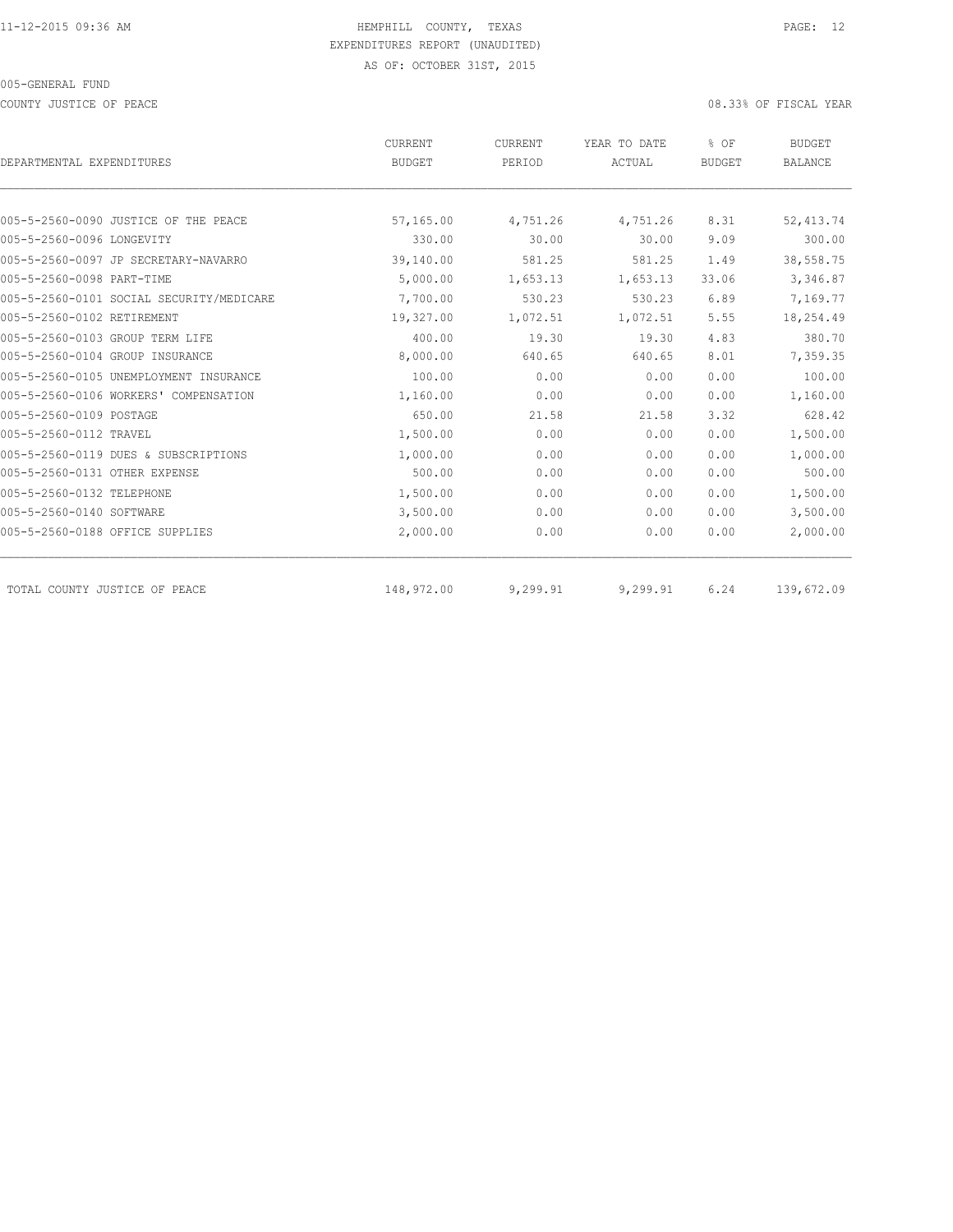HEMPHILL COUNTY, TEXAS
EXPENDITURES REPORT (UNAUDITED)
AS OF: OCTOBER 31ST, 2015

005-GENERAL FUND

COUNTY JUSTICE OF PEACE

08.33% OF FISCAL YEAR

| DEPARTMENTAL EXPENDITURES | CURRENT BUDGET | CURRENT PERIOD | YEAR TO DATE ACTUAL | % OF BUDGET | BUDGET BALANCE |
|---|---|---|---|---|---|
| 005-5-2560-0090 JUSTICE OF THE PEACE | 57,165.00 | 4,751.26 | 4,751.26 | 8.31 | 52,413.74 |
| 005-5-2560-0096 LONGEVITY | 330.00 | 30.00 | 30.00 | 9.09 | 300.00 |
| 005-5-2560-0097 JP SECRETARY-NAVARRO | 39,140.00 | 581.25 | 581.25 | 1.49 | 38,558.75 |
| 005-5-2560-0098 PART-TIME | 5,000.00 | 1,653.13 | 1,653.13 | 33.06 | 3,346.87 |
| 005-5-2560-0101 SOCIAL SECURITY/MEDICARE | 7,700.00 | 530.23 | 530.23 | 6.89 | 7,169.77 |
| 005-5-2560-0102 RETIREMENT | 19,327.00 | 1,072.51 | 1,072.51 | 5.55 | 18,254.49 |
| 005-5-2560-0103 GROUP TERM LIFE | 400.00 | 19.30 | 19.30 | 4.83 | 380.70 |
| 005-5-2560-0104 GROUP INSURANCE | 8,000.00 | 640.65 | 640.65 | 8.01 | 7,359.35 |
| 005-5-2560-0105 UNEMPLOYMENT INSURANCE | 100.00 | 0.00 | 0.00 | 0.00 | 100.00 |
| 005-5-2560-0106 WORKERS' COMPENSATION | 1,160.00 | 0.00 | 0.00 | 0.00 | 1,160.00 |
| 005-5-2560-0109 POSTAGE | 650.00 | 21.58 | 21.58 | 3.32 | 628.42 |
| 005-5-2560-0112 TRAVEL | 1,500.00 | 0.00 | 0.00 | 0.00 | 1,500.00 |
| 005-5-2560-0119 DUES & SUBSCRIPTIONS | 1,000.00 | 0.00 | 0.00 | 0.00 | 1,000.00 |
| 005-5-2560-0131 OTHER EXPENSE | 500.00 | 0.00 | 0.00 | 0.00 | 500.00 |
| 005-5-2560-0132 TELEPHONE | 1,500.00 | 0.00 | 0.00 | 0.00 | 1,500.00 |
| 005-5-2560-0140 SOFTWARE | 3,500.00 | 0.00 | 0.00 | 0.00 | 3,500.00 |
| 005-5-2560-0188 OFFICE SUPPLIES | 2,000.00 | 0.00 | 0.00 | 0.00 | 2,000.00 |
| TOTAL COUNTY JUSTICE OF PEACE | 148,972.00 | 9,299.91 | 9,299.91 | 6.24 | 139,672.09 |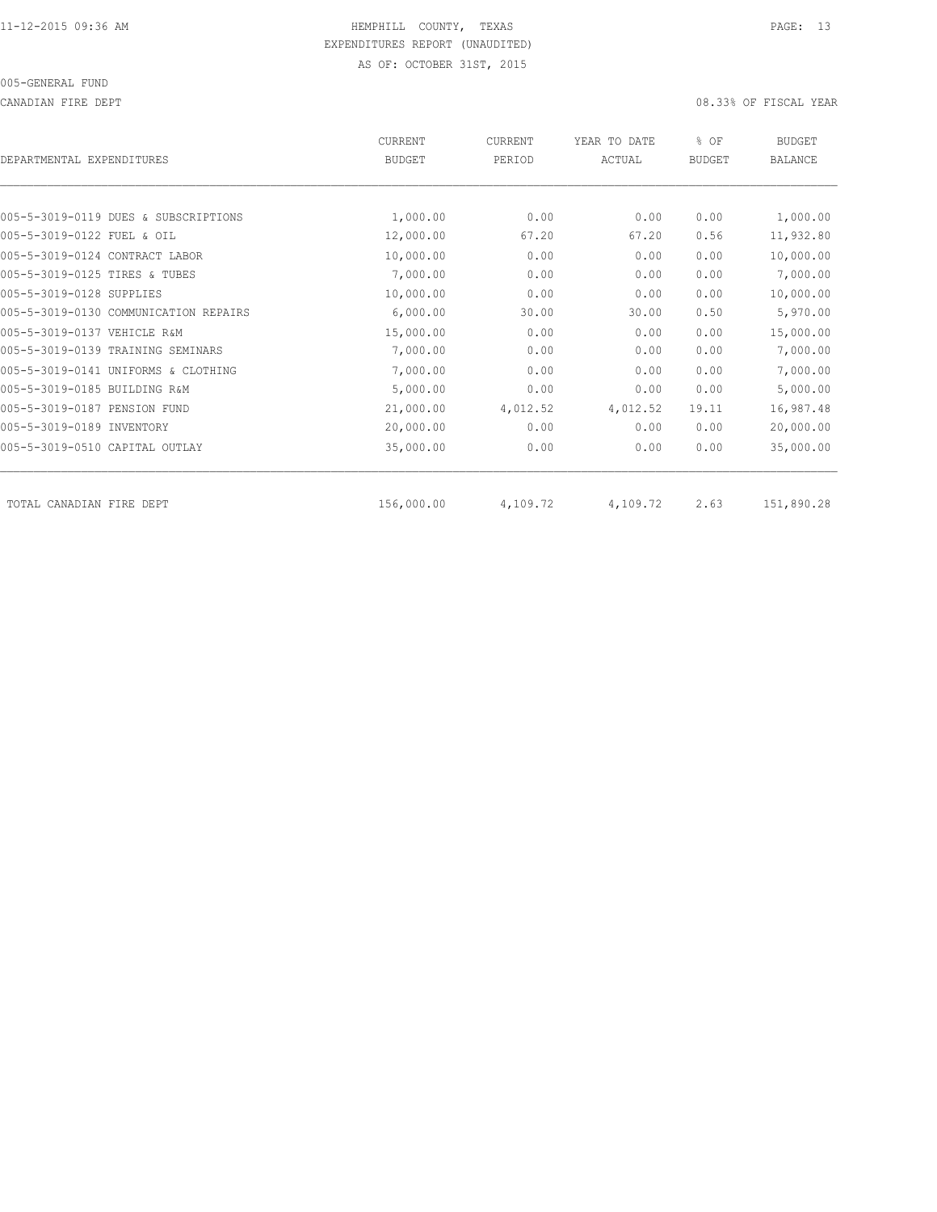HEMPHILL COUNTY, TEXAS
EXPENDITURES REPORT (UNAUDITED)
AS OF: OCTOBER 31ST, 2015

005-GENERAL FUND

CANADIAN FIRE DEPT — 08.33% OF FISCAL YEAR

| DEPARTMENTAL EXPENDITURES | CURRENT BUDGET | CURRENT PERIOD | YEAR TO DATE ACTUAL | % OF BUDGET | BUDGET BALANCE |
|---|---|---|---|---|---|
| 005-5-3019-0119 DUES & SUBSCRIPTIONS | 1,000.00 | 0.00 | 0.00 | 0.00 | 1,000.00 |
| 005-5-3019-0122 FUEL & OIL | 12,000.00 | 67.20 | 67.20 | 0.56 | 11,932.80 |
| 005-5-3019-0124 CONTRACT LABOR | 10,000.00 | 0.00 | 0.00 | 0.00 | 10,000.00 |
| 005-5-3019-0125 TIRES & TUBES | 7,000.00 | 0.00 | 0.00 | 0.00 | 7,000.00 |
| 005-5-3019-0128 SUPPLIES | 10,000.00 | 0.00 | 0.00 | 0.00 | 10,000.00 |
| 005-5-3019-0130 COMMUNICATION REPAIRS | 6,000.00 | 30.00 | 30.00 | 0.50 | 5,970.00 |
| 005-5-3019-0137 VEHICLE R&M | 15,000.00 | 0.00 | 0.00 | 0.00 | 15,000.00 |
| 005-5-3019-0139 TRAINING SEMINARS | 7,000.00 | 0.00 | 0.00 | 0.00 | 7,000.00 |
| 005-5-3019-0141 UNIFORMS & CLOTHING | 7,000.00 | 0.00 | 0.00 | 0.00 | 7,000.00 |
| 005-5-3019-0185 BUILDING R&M | 5,000.00 | 0.00 | 0.00 | 0.00 | 5,000.00 |
| 005-5-3019-0187 PENSION FUND | 21,000.00 | 4,012.52 | 4,012.52 | 19.11 | 16,987.48 |
| 005-5-3019-0189 INVENTORY | 20,000.00 | 0.00 | 0.00 | 0.00 | 20,000.00 |
| 005-5-3019-0510 CAPITAL OUTLAY | 35,000.00 | 0.00 | 0.00 | 0.00 | 35,000.00 |
| TOTAL CANADIAN FIRE DEPT | 156,000.00 | 4,109.72 | 4,109.72 | 2.63 | 151,890.28 |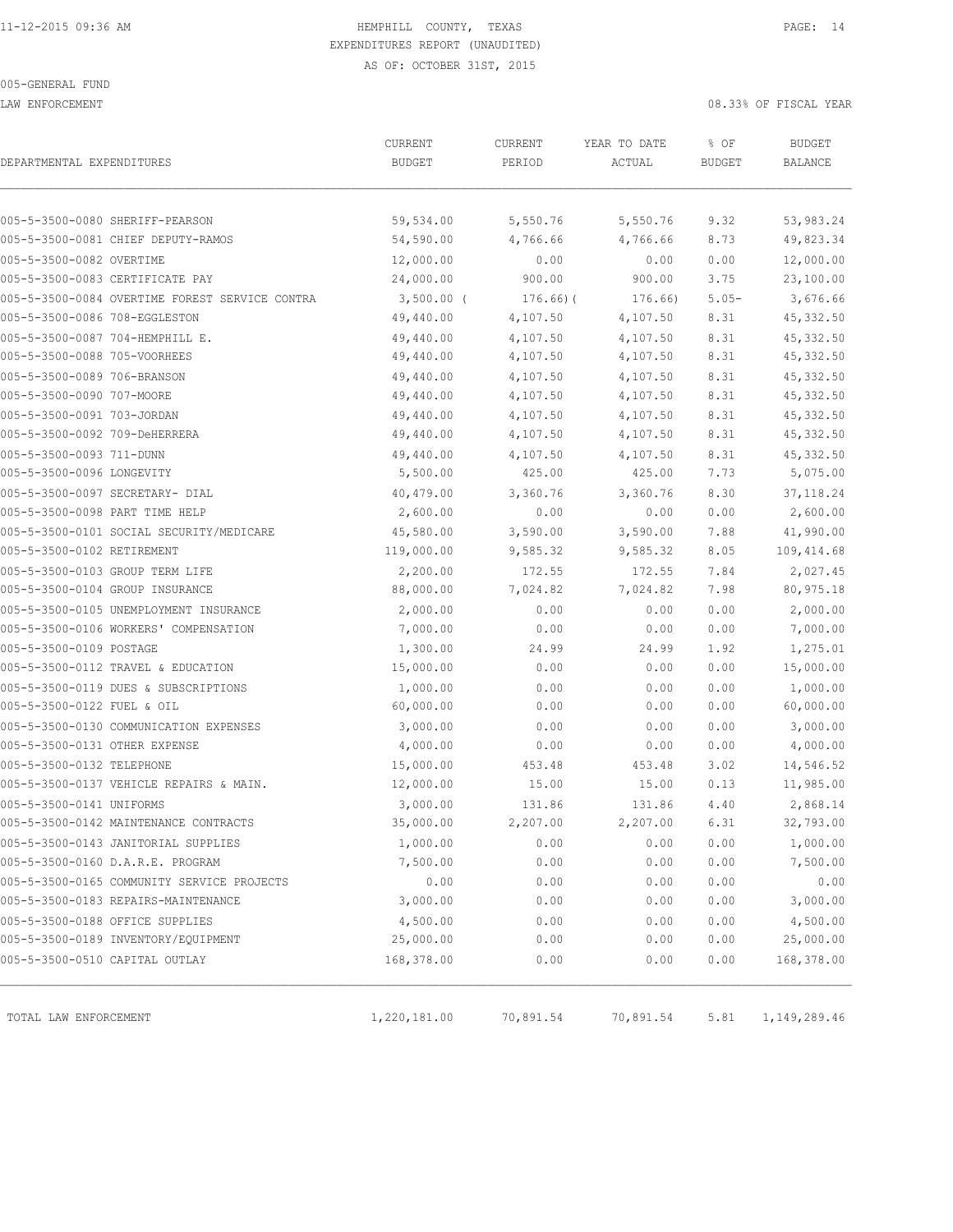11-12-2015 09:36 AM

# HEMPHILL COUNTY, TEXAS

EXPENDITURES REPORT (UNAUDITED)

AS OF: OCTOBER 31ST, 2015

005-GENERAL FUND

LAW ENFORCEMENT

08.33% OF FISCAL YEAR

| DEPARTMENTAL EXPENDITURES | CURRENT BUDGET | CURRENT PERIOD | YEAR TO DATE ACTUAL | % OF BUDGET | BUDGET BALANCE |
|---|---|---|---|---|---|
| 005-5-3500-0080 SHERIFF-PEARSON | 59,534.00 | 5,550.76 | 5,550.76 | 9.32 | 53,983.24 |
| 005-5-3500-0081 CHIEF DEPUTY-RAMOS | 54,590.00 | 4,766.66 | 4,766.66 | 8.73 | 49,823.34 |
| 005-5-3500-0082 OVERTIME | 12,000.00 | 0.00 | 0.00 | 0.00 | 12,000.00 |
| 005-5-3500-0083 CERTIFICATE PAY | 24,000.00 | 900.00 | 900.00 | 3.75 | 23,100.00 |
| 005-5-3500-0084 OVERTIME FOREST SERVICE CONTRA | 3,500.00 ( | 176.66)( | 176.66) | 5.05- | 3,676.66 |
| 005-5-3500-0086 708-EGGLESTON | 49,440.00 | 4,107.50 | 4,107.50 | 8.31 | 45,332.50 |
| 005-5-3500-0087 704-HEMPHILL E. | 49,440.00 | 4,107.50 | 4,107.50 | 8.31 | 45,332.50 |
| 005-5-3500-0088 705-VOORHEES | 49,440.00 | 4,107.50 | 4,107.50 | 8.31 | 45,332.50 |
| 005-5-3500-0089 706-BRANSON | 49,440.00 | 4,107.50 | 4,107.50 | 8.31 | 45,332.50 |
| 005-5-3500-0090 707-MOORE | 49,440.00 | 4,107.50 | 4,107.50 | 8.31 | 45,332.50 |
| 005-5-3500-0091 703-JORDAN | 49,440.00 | 4,107.50 | 4,107.50 | 8.31 | 45,332.50 |
| 005-5-3500-0092 709-DeHERRERA | 49,440.00 | 4,107.50 | 4,107.50 | 8.31 | 45,332.50 |
| 005-5-3500-0093 711-DUNN | 49,440.00 | 4,107.50 | 4,107.50 | 8.31 | 45,332.50 |
| 005-5-3500-0096 LONGEVITY | 5,500.00 | 425.00 | 425.00 | 7.73 | 5,075.00 |
| 005-5-3500-0097 SECRETARY- DIAL | 40,479.00 | 3,360.76 | 3,360.76 | 8.30 | 37,118.24 |
| 005-5-3500-0098 PART TIME HELP | 2,600.00 | 0.00 | 0.00 | 0.00 | 2,600.00 |
| 005-5-3500-0101 SOCIAL SECURITY/MEDICARE | 45,580.00 | 3,590.00 | 3,590.00 | 7.88 | 41,990.00 |
| 005-5-3500-0102 RETIREMENT | 119,000.00 | 9,585.32 | 9,585.32 | 8.05 | 109,414.68 |
| 005-5-3500-0103 GROUP TERM LIFE | 2,200.00 | 172.55 | 172.55 | 7.84 | 2,027.45 |
| 005-5-3500-0104 GROUP INSURANCE | 88,000.00 | 7,024.82 | 7,024.82 | 7.98 | 80,975.18 |
| 005-5-3500-0105 UNEMPLOYMENT INSURANCE | 2,000.00 | 0.00 | 0.00 | 0.00 | 2,000.00 |
| 005-5-3500-0106 WORKERS' COMPENSATION | 7,000.00 | 0.00 | 0.00 | 0.00 | 7,000.00 |
| 005-5-3500-0109 POSTAGE | 1,300.00 | 24.99 | 24.99 | 1.92 | 1,275.01 |
| 005-5-3500-0112 TRAVEL & EDUCATION | 15,000.00 | 0.00 | 0.00 | 0.00 | 15,000.00 |
| 005-5-3500-0119 DUES & SUBSCRIPTIONS | 1,000.00 | 0.00 | 0.00 | 0.00 | 1,000.00 |
| 005-5-3500-0122 FUEL & OIL | 60,000.00 | 0.00 | 0.00 | 0.00 | 60,000.00 |
| 005-5-3500-0130 COMMUNICATION EXPENSES | 3,000.00 | 0.00 | 0.00 | 0.00 | 3,000.00 |
| 005-5-3500-0131 OTHER EXPENSE | 4,000.00 | 0.00 | 0.00 | 0.00 | 4,000.00 |
| 005-5-3500-0132 TELEPHONE | 15,000.00 | 453.48 | 453.48 | 3.02 | 14,546.52 |
| 005-5-3500-0137 VEHICLE REPAIRS & MAIN. | 12,000.00 | 15.00 | 15.00 | 0.13 | 11,985.00 |
| 005-5-3500-0141 UNIFORMS | 3,000.00 | 131.86 | 131.86 | 4.40 | 2,868.14 |
| 005-5-3500-0142 MAINTENANCE CONTRACTS | 35,000.00 | 2,207.00 | 2,207.00 | 6.31 | 32,793.00 |
| 005-5-3500-0143 JANITORIAL SUPPLIES | 1,000.00 | 0.00 | 0.00 | 0.00 | 1,000.00 |
| 005-5-3500-0160 D.A.R.E. PROGRAM | 7,500.00 | 0.00 | 0.00 | 0.00 | 7,500.00 |
| 005-5-3500-0165 COMMUNITY SERVICE PROJECTS | 0.00 | 0.00 | 0.00 | 0.00 | 0.00 |
| 005-5-3500-0183 REPAIRS-MAINTENANCE | 3,000.00 | 0.00 | 0.00 | 0.00 | 3,000.00 |
| 005-5-3500-0188 OFFICE SUPPLIES | 4,500.00 | 0.00 | 0.00 | 0.00 | 4,500.00 |
| 005-5-3500-0189 INVENTORY/EQUIPMENT | 25,000.00 | 0.00 | 0.00 | 0.00 | 25,000.00 |
| 005-5-3500-0510 CAPITAL OUTLAY | 168,378.00 | 0.00 | 0.00 | 0.00 | 168,378.00 |
| TOTAL LAW ENFORCEMENT | 1,220,181.00 | 70,891.54 | 70,891.54 | 5.81 | 1,149,289.46 |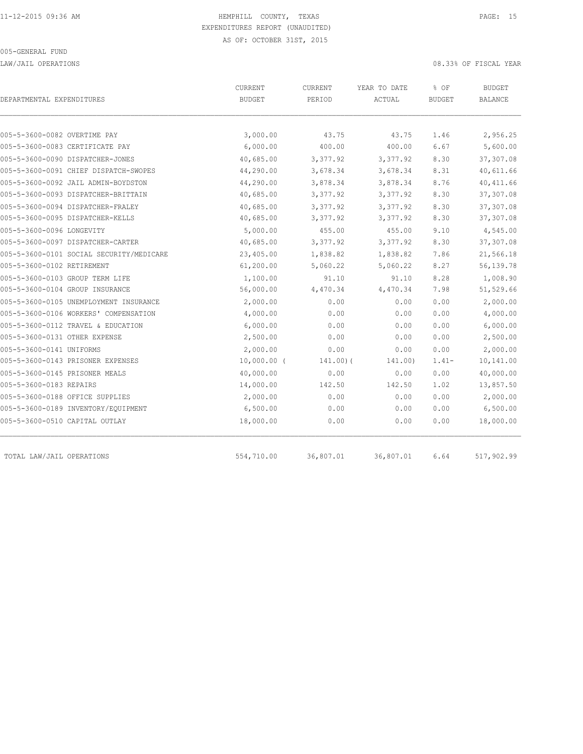11-12-2015 09:36 AM HEMPHILL COUNTY, TEXAS

EXPENDITURES REPORT (UNAUDITED)

AS OF: OCTOBER 31ST, 2015

005-GENERAL FUND

LAW/JAIL OPERATIONS 08.33% OF FISCAL YEAR

| DEPARTMENTAL EXPENDITURES | CURRENT BUDGET | CURRENT PERIOD | YEAR TO DATE ACTUAL | % OF BUDGET | BUDGET BALANCE |
|---|---|---|---|---|---|
| 005-5-3600-0082 OVERTIME PAY | 3,000.00 | 43.75 | 43.75 | 1.46 | 2,956.25 |
| 005-5-3600-0083 CERTIFICATE PAY | 6,000.00 | 400.00 | 400.00 | 6.67 | 5,600.00 |
| 005-5-3600-0090 DISPATCHER-JONES | 40,685.00 | 3,377.92 | 3,377.92 | 8.30 | 37,307.08 |
| 005-5-3600-0091 CHIEF DISPATCH-SWOPES | 44,290.00 | 3,678.34 | 3,678.34 | 8.31 | 40,611.66 |
| 005-5-3600-0092 JAIL ADMIN-BOYDSTON | 44,290.00 | 3,878.34 | 3,878.34 | 8.76 | 40,411.66 |
| 005-5-3600-0093 DISPATCHER-BRITTAIN | 40,685.00 | 3,377.92 | 3,377.92 | 8.30 | 37,307.08 |
| 005-5-3600-0094 DISPATCHER-FRALEY | 40,685.00 | 3,377.92 | 3,377.92 | 8.30 | 37,307.08 |
| 005-5-3600-0095 DISPATCHER-KELLS | 40,685.00 | 3,377.92 | 3,377.92 | 8.30 | 37,307.08 |
| 005-5-3600-0096 LONGEVITY | 5,000.00 | 455.00 | 455.00 | 9.10 | 4,545.00 |
| 005-5-3600-0097 DISPATCHER-CARTER | 40,685.00 | 3,377.92 | 3,377.92 | 8.30 | 37,307.08 |
| 005-5-3600-0101 SOCIAL SECURITY/MEDICARE | 23,405.00 | 1,838.82 | 1,838.82 | 7.86 | 21,566.18 |
| 005-5-3600-0102 RETIREMENT | 61,200.00 | 5,060.22 | 5,060.22 | 8.27 | 56,139.78 |
| 005-5-3600-0103 GROUP TERM LIFE | 1,100.00 | 91.10 | 91.10 | 8.28 | 1,008.90 |
| 005-5-3600-0104 GROUP INSURANCE | 56,000.00 | 4,470.34 | 4,470.34 | 7.98 | 51,529.66 |
| 005-5-3600-0105 UNEMPLOYMENT INSURANCE | 2,000.00 | 0.00 | 0.00 | 0.00 | 2,000.00 |
| 005-5-3600-0106 WORKERS' COMPENSATION | 4,000.00 | 0.00 | 0.00 | 0.00 | 4,000.00 |
| 005-5-3600-0112 TRAVEL & EDUCATION | 6,000.00 | 0.00 | 0.00 | 0.00 | 6,000.00 |
| 005-5-3600-0131 OTHER EXPENSE | 2,500.00 | 0.00 | 0.00 | 0.00 | 2,500.00 |
| 005-5-3600-0141 UNIFORMS | 2,000.00 | 0.00 | 0.00 | 0.00 | 2,000.00 |
| 005-5-3600-0143 PRISONER EXPENSES | 10,000.00 | (141.00) | (141.00) | 1.41- | 10,141.00 |
| 005-5-3600-0145 PRISONER MEALS | 40,000.00 | 0.00 | 0.00 | 0.00 | 40,000.00 |
| 005-5-3600-0183 REPAIRS | 14,000.00 | 142.50 | 142.50 | 1.02 | 13,857.50 |
| 005-5-3600-0188 OFFICE SUPPLIES | 2,000.00 | 0.00 | 0.00 | 0.00 | 2,000.00 |
| 005-5-3600-0189 INVENTORY/EQUIPMENT | 6,500.00 | 0.00 | 0.00 | 0.00 | 6,500.00 |
| 005-5-3600-0510 CAPITAL OUTLAY | 18,000.00 | 0.00 | 0.00 | 0.00 | 18,000.00 |
| TOTAL LAW/JAIL OPERATIONS | 554,710.00 | 36,807.01 | 36,807.01 | 6.64 | 517,902.99 |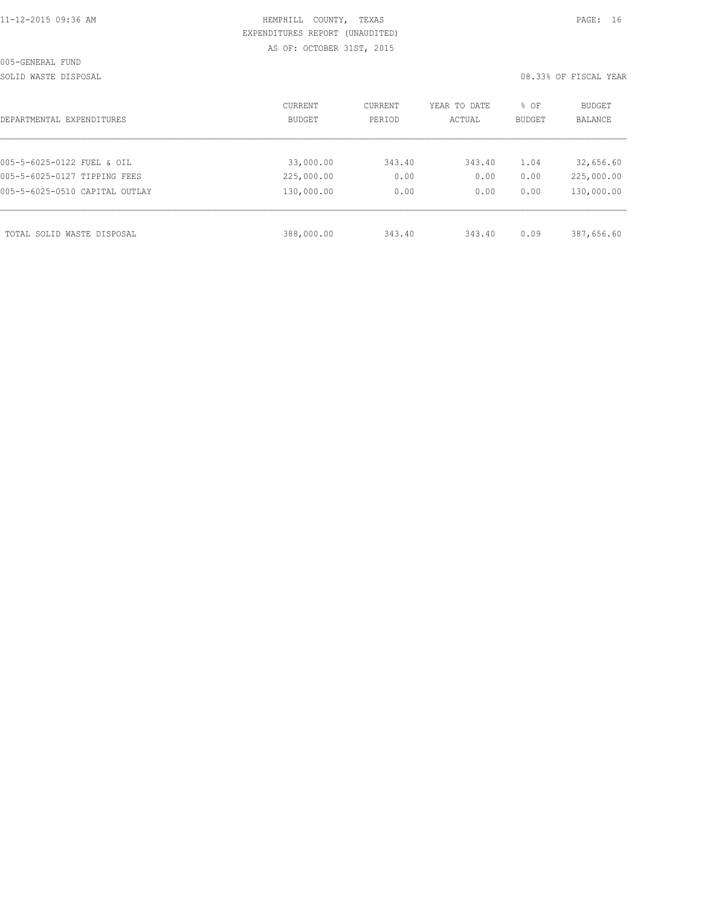HEMPHILL COUNTY, TEXAS
EXPENDITURES REPORT (UNAUDITED)
AS OF: OCTOBER 31ST, 2015

005-GENERAL FUND

SOLID WASTE DISPOSAL

08.33% OF FISCAL YEAR

| DEPARTMENTAL EXPENDITURES | CURRENT BUDGET | CURRENT PERIOD | YEAR TO DATE ACTUAL | % OF BUDGET | BUDGET BALANCE |
|---|---|---|---|---|---|
| 005-5-6025-0122 FUEL & OIL | 33,000.00 | 343.40 | 343.40 | 1.04 | 32,656.60 |
| 005-5-6025-0127 TIPPING FEES | 225,000.00 | 0.00 | 0.00 | 0.00 | 225,000.00 |
| 005-5-6025-0510 CAPITAL OUTLAY | 130,000.00 | 0.00 | 0.00 | 0.00 | 130,000.00 |
| TOTAL SOLID WASTE DISPOSAL | 388,000.00 | 343.40 | 343.40 | 0.09 | 387,656.60 |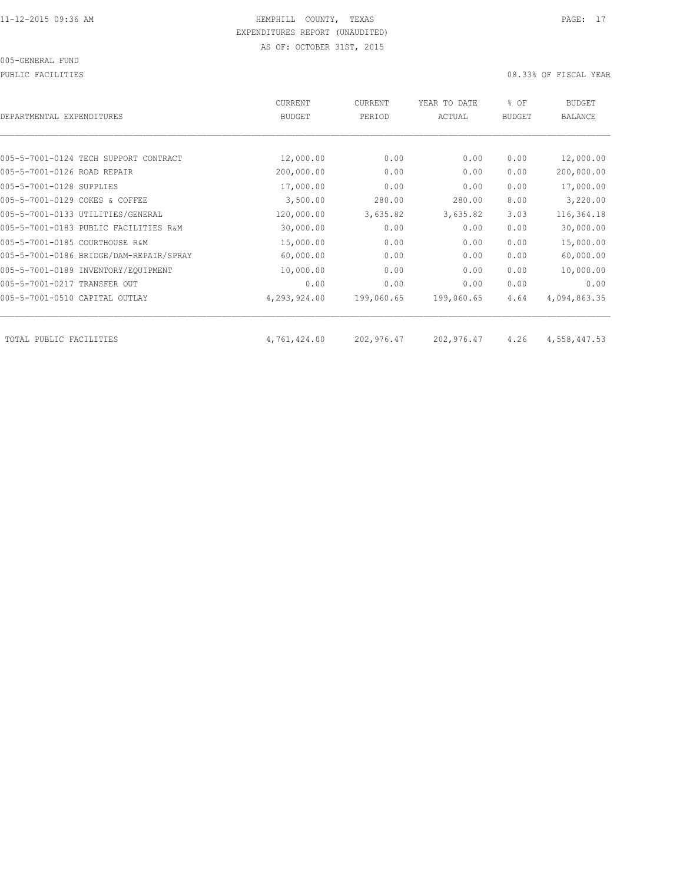11-12-2015 09:36 AM HEMPHILL COUNTY, TEXAS

EXPENDITURES REPORT (UNAUDITED)

AS OF: OCTOBER 31ST, 2015

005-GENERAL FUND

PUBLIC FACILITIES 08.33% OF FISCAL YEAR

| DEPARTMENTAL EXPENDITURES | CURRENT BUDGET | CURRENT PERIOD | YEAR TO DATE ACTUAL | % OF BUDGET | BUDGET BALANCE |
|---|---|---|---|---|---|
| 005-5-7001-0124 TECH SUPPORT CONTRACT | 12,000.00 | 0.00 | 0.00 | 0.00 | 12,000.00 |
| 005-5-7001-0126 ROAD REPAIR | 200,000.00 | 0.00 | 0.00 | 0.00 | 200,000.00 |
| 005-5-7001-0128 SUPPLIES | 17,000.00 | 0.00 | 0.00 | 0.00 | 17,000.00 |
| 005-5-7001-0129 COKES & COFFEE | 3,500.00 | 280.00 | 280.00 | 8.00 | 3,220.00 |
| 005-5-7001-0133 UTILITIES/GENERAL | 120,000.00 | 3,635.82 | 3,635.82 | 3.03 | 116,364.18 |
| 005-5-7001-0183 PUBLIC FACILITIES R&M | 30,000.00 | 0.00 | 0.00 | 0.00 | 30,000.00 |
| 005-5-7001-0185 COURTHOUSE R&M | 15,000.00 | 0.00 | 0.00 | 0.00 | 15,000.00 |
| 005-5-7001-0186 BRIDGE/DAM-REPAIR/SPRAY | 60,000.00 | 0.00 | 0.00 | 0.00 | 60,000.00 |
| 005-5-7001-0189 INVENTORY/EQUIPMENT | 10,000.00 | 0.00 | 0.00 | 0.00 | 10,000.00 |
| 005-5-7001-0217 TRANSFER OUT | 0.00 | 0.00 | 0.00 | 0.00 | 0.00 |
| 005-5-7001-0510 CAPITAL OUTLAY | 4,293,924.00 | 199,060.65 | 199,060.65 | 4.64 | 4,094,863.35 |
| TOTAL PUBLIC FACILITIES | 4,761,424.00 | 202,976.47 | 202,976.47 | 4.26 | 4,558,447.53 |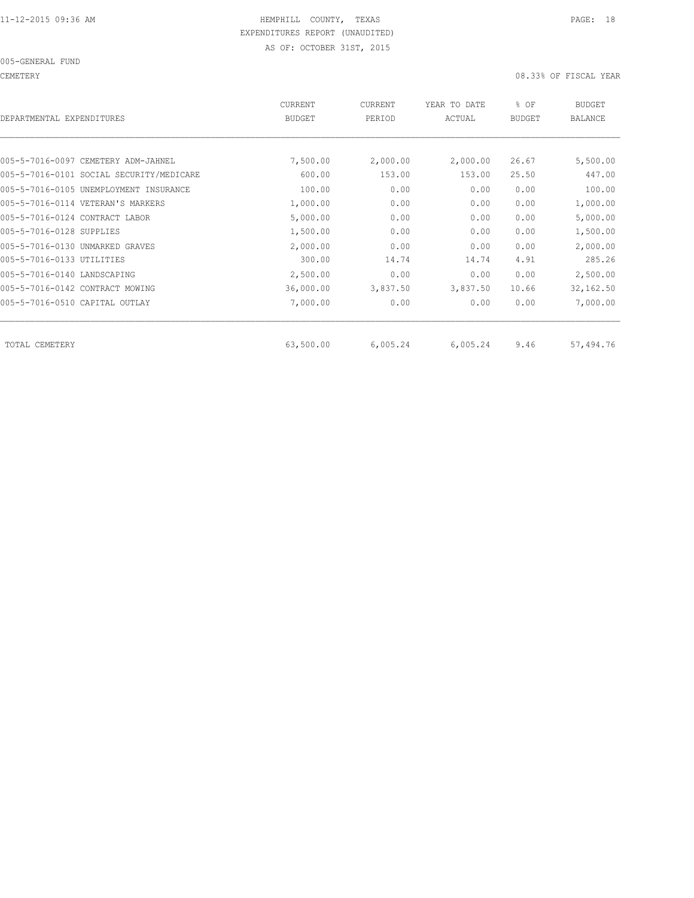HEMPHILL COUNTY, TEXAS
EXPENDITURES REPORT (UNAUDITED)
AS OF: OCTOBER 31ST, 2015

005-GENERAL FUND

CEMETERY 08.33% OF FISCAL YEAR

| DEPARTMENTAL EXPENDITURES | CURRENT BUDGET | CURRENT PERIOD | YEAR TO DATE ACTUAL | % OF BUDGET | BUDGET BALANCE |
|---|---|---|---|---|---|
| 005-5-7016-0097 CEMETERY ADM-JAHNEL | 7,500.00 | 2,000.00 | 2,000.00 | 26.67 | 5,500.00 |
| 005-5-7016-0101 SOCIAL SECURITY/MEDICARE | 600.00 | 153.00 | 153.00 | 25.50 | 447.00 |
| 005-5-7016-0105 UNEMPLOYMENT INSURANCE | 100.00 | 0.00 | 0.00 | 0.00 | 100.00 |
| 005-5-7016-0114 VETERAN'S MARKERS | 1,000.00 | 0.00 | 0.00 | 0.00 | 1,000.00 |
| 005-5-7016-0124 CONTRACT LABOR | 5,000.00 | 0.00 | 0.00 | 0.00 | 5,000.00 |
| 005-5-7016-0128 SUPPLIES | 1,500.00 | 0.00 | 0.00 | 0.00 | 1,500.00 |
| 005-5-7016-0130 UNMARKED GRAVES | 2,000.00 | 0.00 | 0.00 | 0.00 | 2,000.00 |
| 005-5-7016-0133 UTILITIES | 300.00 | 14.74 | 14.74 | 4.91 | 285.26 |
| 005-5-7016-0140 LANDSCAPING | 2,500.00 | 0.00 | 0.00 | 0.00 | 2,500.00 |
| 005-5-7016-0142 CONTRACT MOWING | 36,000.00 | 3,837.50 | 3,837.50 | 10.66 | 32,162.50 |
| 005-5-7016-0510 CAPITAL OUTLAY | 7,000.00 | 0.00 | 0.00 | 0.00 | 7,000.00 |
| TOTAL CEMETERY | 63,500.00 | 6,005.24 | 6,005.24 | 9.46 | 57,494.76 |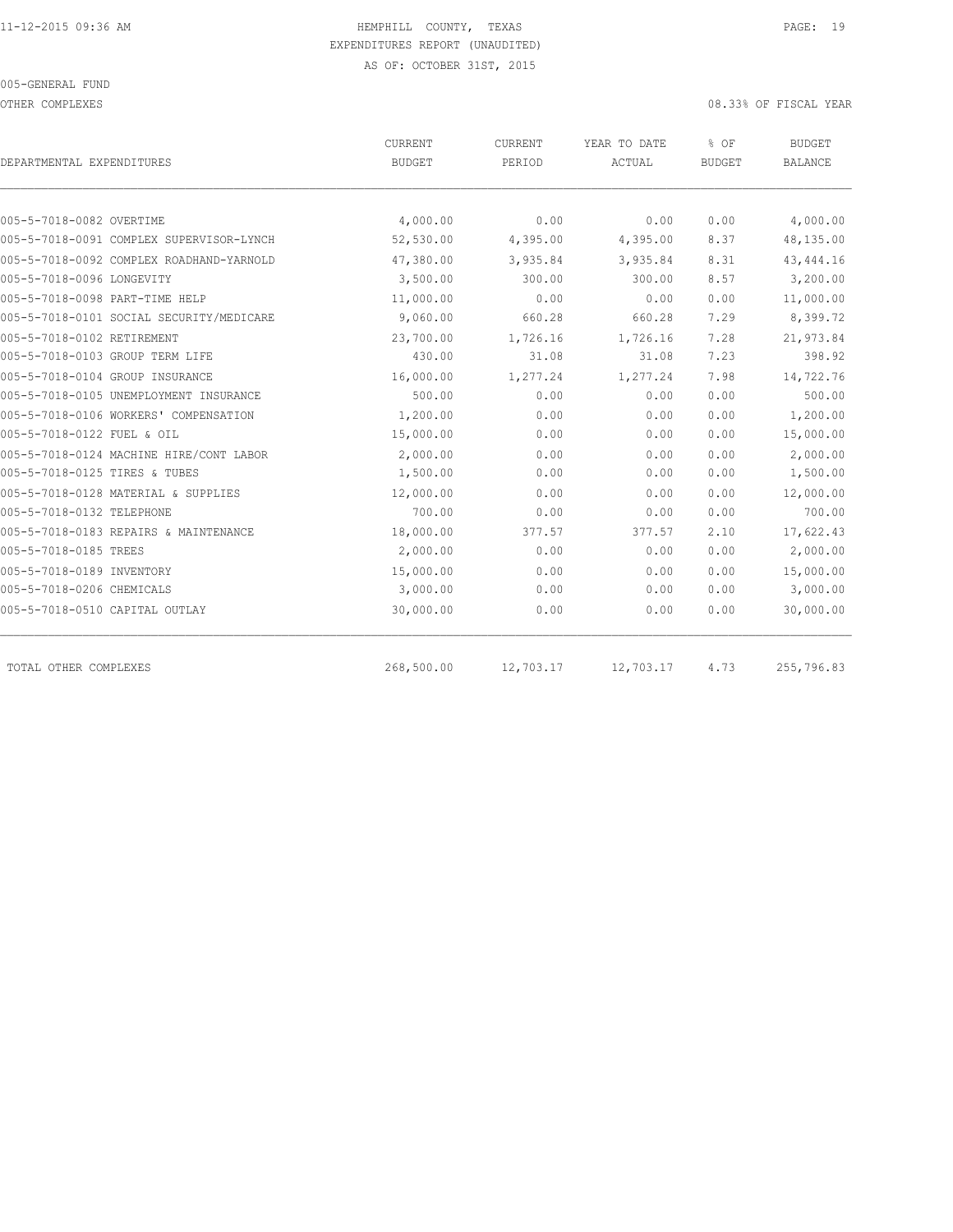HEMPHILL COUNTY, TEXAS
EXPENDITURES REPORT (UNAUDITED)
AS OF: OCTOBER 31ST, 2015

005-GENERAL FUND

OTHER COMPLEXES — 08.33% OF FISCAL YEAR

| DEPARTMENTAL EXPENDITURES | CURRENT BUDGET | CURRENT PERIOD | YEAR TO DATE ACTUAL | % OF BUDGET | BUDGET BALANCE |
|---|---|---|---|---|---|
| 005-5-7018-0082 OVERTIME | 4,000.00 | 0.00 | 0.00 | 0.00 | 4,000.00 |
| 005-5-7018-0091 COMPLEX SUPERVISOR-LYNCH | 52,530.00 | 4,395.00 | 4,395.00 | 8.37 | 48,135.00 |
| 005-5-7018-0092 COMPLEX ROADHAND-YARNOLD | 47,380.00 | 3,935.84 | 3,935.84 | 8.31 | 43,444.16 |
| 005-5-7018-0096 LONGEVITY | 3,500.00 | 300.00 | 300.00 | 8.57 | 3,200.00 |
| 005-5-7018-0098 PART-TIME HELP | 11,000.00 | 0.00 | 0.00 | 0.00 | 11,000.00 |
| 005-5-7018-0101 SOCIAL SECURITY/MEDICARE | 9,060.00 | 660.28 | 660.28 | 7.29 | 8,399.72 |
| 005-5-7018-0102 RETIREMENT | 23,700.00 | 1,726.16 | 1,726.16 | 7.28 | 21,973.84 |
| 005-5-7018-0103 GROUP TERM LIFE | 430.00 | 31.08 | 31.08 | 7.23 | 398.92 |
| 005-5-7018-0104 GROUP INSURANCE | 16,000.00 | 1,277.24 | 1,277.24 | 7.98 | 14,722.76 |
| 005-5-7018-0105 UNEMPLOYMENT INSURANCE | 500.00 | 0.00 | 0.00 | 0.00 | 500.00 |
| 005-5-7018-0106 WORKERS' COMPENSATION | 1,200.00 | 0.00 | 0.00 | 0.00 | 1,200.00 |
| 005-5-7018-0122 FUEL & OIL | 15,000.00 | 0.00 | 0.00 | 0.00 | 15,000.00 |
| 005-5-7018-0124 MACHINE HIRE/CONT LABOR | 2,000.00 | 0.00 | 0.00 | 0.00 | 2,000.00 |
| 005-5-7018-0125 TIRES & TUBES | 1,500.00 | 0.00 | 0.00 | 0.00 | 1,500.00 |
| 005-5-7018-0128 MATERIAL & SUPPLIES | 12,000.00 | 0.00 | 0.00 | 0.00 | 12,000.00 |
| 005-5-7018-0132 TELEPHONE | 700.00 | 0.00 | 0.00 | 0.00 | 700.00 |
| 005-5-7018-0183 REPAIRS & MAINTENANCE | 18,000.00 | 377.57 | 377.57 | 2.10 | 17,622.43 |
| 005-5-7018-0185 TREES | 2,000.00 | 0.00 | 0.00 | 0.00 | 2,000.00 |
| 005-5-7018-0189 INVENTORY | 15,000.00 | 0.00 | 0.00 | 0.00 | 15,000.00 |
| 005-5-7018-0206 CHEMICALS | 3,000.00 | 0.00 | 0.00 | 0.00 | 3,000.00 |
| 005-5-7018-0510 CAPITAL OUTLAY | 30,000.00 | 0.00 | 0.00 | 0.00 | 30,000.00 |
| TOTAL OTHER COMPLEXES | 268,500.00 | 12,703.17 | 12,703.17 | 4.73 | 255,796.83 |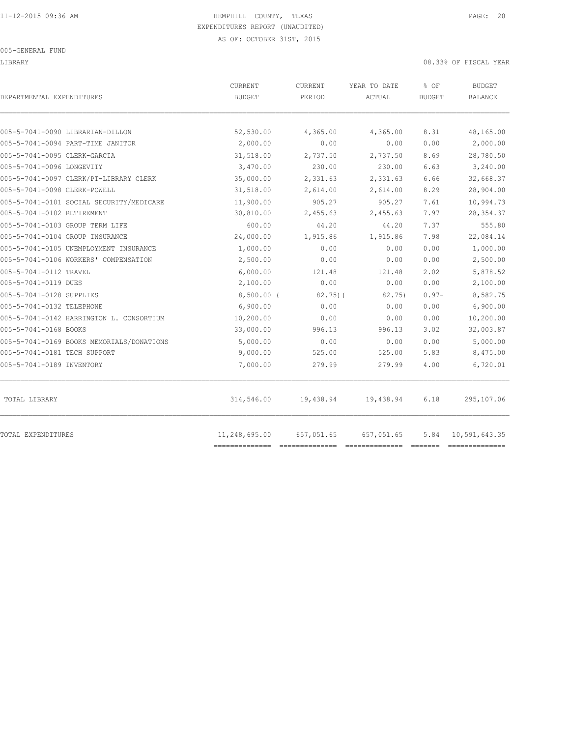HEMPHILL COUNTY, TEXAS
EXPENDITURES REPORT (UNAUDITED)
AS OF: OCTOBER 31ST, 2015

005-GENERAL FUND

LIBRARY

08.33% OF FISCAL YEAR

| DEPARTMENTAL EXPENDITURES | CURRENT BUDGET | CURRENT PERIOD | YEAR TO DATE ACTUAL | % OF BUDGET | BUDGET BALANCE |
|---|---|---|---|---|---|
| 005-5-7041-0090 LIBRARIAN-DILLON | 52,530.00 | 4,365.00 | 4,365.00 | 8.31 | 48,165.00 |
| 005-5-7041-0094 PART-TIME JANITOR | 2,000.00 | 0.00 | 0.00 | 0.00 | 2,000.00 |
| 005-5-7041-0095 CLERK-GARCIA | 31,518.00 | 2,737.50 | 2,737.50 | 8.69 | 28,780.50 |
| 005-5-7041-0096 LONGEVITY | 3,470.00 | 230.00 | 230.00 | 6.63 | 3,240.00 |
| 005-5-7041-0097 CLERK/PT-LIBRARY CLERK | 35,000.00 | 2,331.63 | 2,331.63 | 6.66 | 32,668.37 |
| 005-5-7041-0098 CLERK-POWELL | 31,518.00 | 2,614.00 | 2,614.00 | 8.29 | 28,904.00 |
| 005-5-7041-0101 SOCIAL SECURITY/MEDICARE | 11,900.00 | 905.27 | 905.27 | 7.61 | 10,994.73 |
| 005-5-7041-0102 RETIREMENT | 30,810.00 | 2,455.63 | 2,455.63 | 7.97 | 28,354.37 |
| 005-5-7041-0103 GROUP TERM LIFE | 600.00 | 44.20 | 44.20 | 7.37 | 555.80 |
| 005-5-7041-0104 GROUP INSURANCE | 24,000.00 | 1,915.86 | 1,915.86 | 7.98 | 22,084.14 |
| 005-5-7041-0105 UNEMPLOYMENT INSURANCE | 1,000.00 | 0.00 | 0.00 | 0.00 | 1,000.00 |
| 005-5-7041-0106 WORKERS' COMPENSATION | 2,500.00 | 0.00 | 0.00 | 0.00 | 2,500.00 |
| 005-5-7041-0112 TRAVEL | 6,000.00 | 121.48 | 121.48 | 2.02 | 5,878.52 |
| 005-5-7041-0119 DUES | 2,100.00 | 0.00 | 0.00 | 0.00 | 2,100.00 |
| 005-5-7041-0128 SUPPLIES | 8,500.00 | ( 82.75) | ( 82.75) | 0.97- | 8,582.75 |
| 005-5-7041-0132 TELEPHONE | 6,900.00 | 0.00 | 0.00 | 0.00 | 6,900.00 |
| 005-5-7041-0142 HARRINGTON L. CONSORTIUM | 10,200.00 | 0.00 | 0.00 | 0.00 | 10,200.00 |
| 005-5-7041-0168 BOOKS | 33,000.00 | 996.13 | 996.13 | 3.02 | 32,003.87 |
| 005-5-7041-0169 BOOKS MEMORIALS/DONATIONS | 5,000.00 | 0.00 | 0.00 | 0.00 | 5,000.00 |
| 005-5-7041-0181 TECH SUPPORT | 9,000.00 | 525.00 | 525.00 | 5.83 | 8,475.00 |
| 005-5-7041-0189 INVENTORY | 7,000.00 | 279.99 | 279.99 | 4.00 | 6,720.01 |
| TOTAL LIBRARY | 314,546.00 | 19,438.94 | 19,438.94 | 6.18 | 295,107.06 |
| TOTAL EXPENDITURES | 11,248,695.00 | 657,051.65 | 657,051.65 | 5.84 | 10,591,643.35 |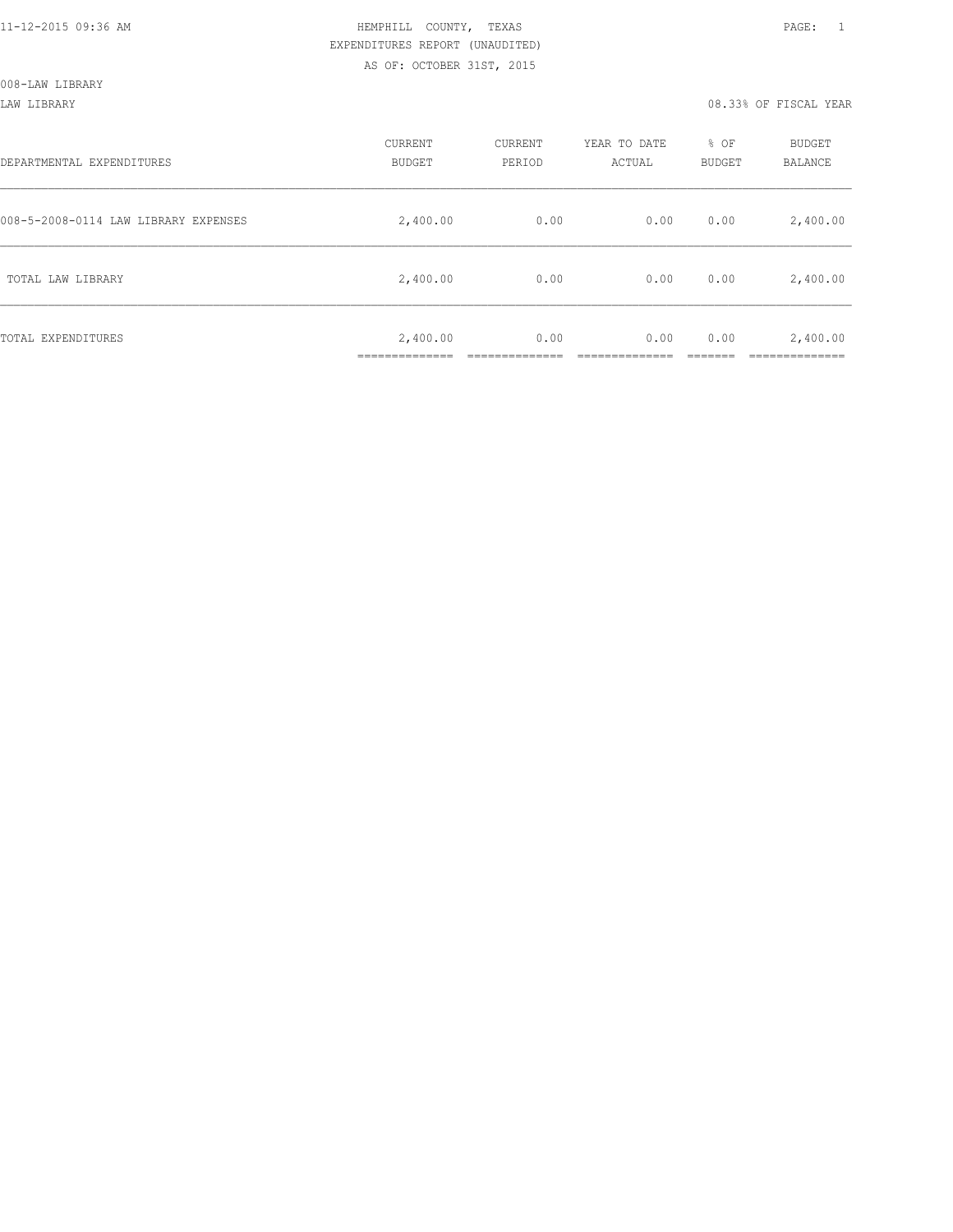HEMPHILL COUNTY, TEXAS
EXPENDITURES REPORT (UNAUDITED)
AS OF: OCTOBER 31ST, 2015

008-LAW LIBRARY

LAW LIBRARY

08.33% OF FISCAL YEAR

| DEPARTMENTAL EXPENDITURES | CURRENT BUDGET | CURRENT PERIOD | YEAR TO DATE ACTUAL | % OF BUDGET | BUDGET BALANCE |
|---|---|---|---|---|---|
| 008-5-2008-0114 LAW LIBRARY EXPENSES | 2,400.00 | 0.00 | 0.00 | 0.00 | 2,400.00 |
| TOTAL LAW LIBRARY | 2,400.00 | 0.00 | 0.00 | 0.00 | 2,400.00 |
| TOTAL EXPENDITURES | 2,400.00 | 0.00 | 0.00 | 0.00 | 2,400.00 |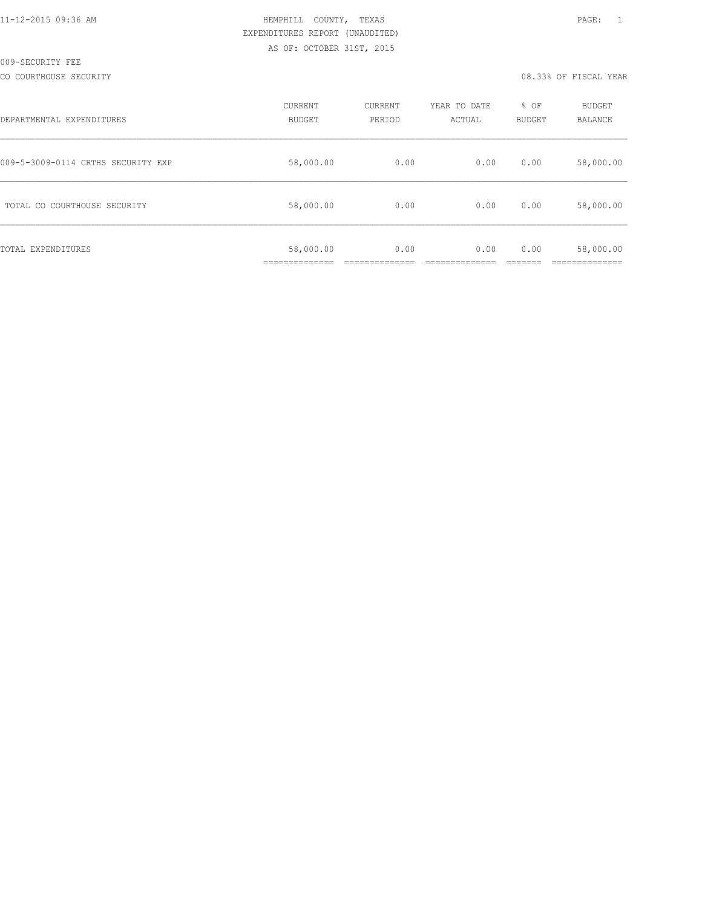11-12-2015 09:36 AM HEMPHILL COUNTY, TEXAS

EXPENDITURES REPORT (UNAUDITED)

AS OF: OCTOBER 31ST, 2015

009-SECURITY FEE

CO COURTHOUSE SECURITY 08.33% OF FISCAL YEAR

| DEPARTMENTAL EXPENDITURES | CURRENT BUDGET | CURRENT PERIOD | YEAR TO DATE ACTUAL | % OF BUDGET | BUDGET BALANCE |
|---|---|---|---|---|---|
| 009-5-3009-0114 CRTHS SECURITY EXP | 58,000.00 | 0.00 | 0.00 | 0.00 | 58,000.00 |
| TOTAL CO COURTHOUSE SECURITY | 58,000.00 | 0.00 | 0.00 | 0.00 | 58,000.00 |
| TOTAL EXPENDITURES | 58,000.00 | 0.00 | 0.00 | 0.00 | 58,000.00 |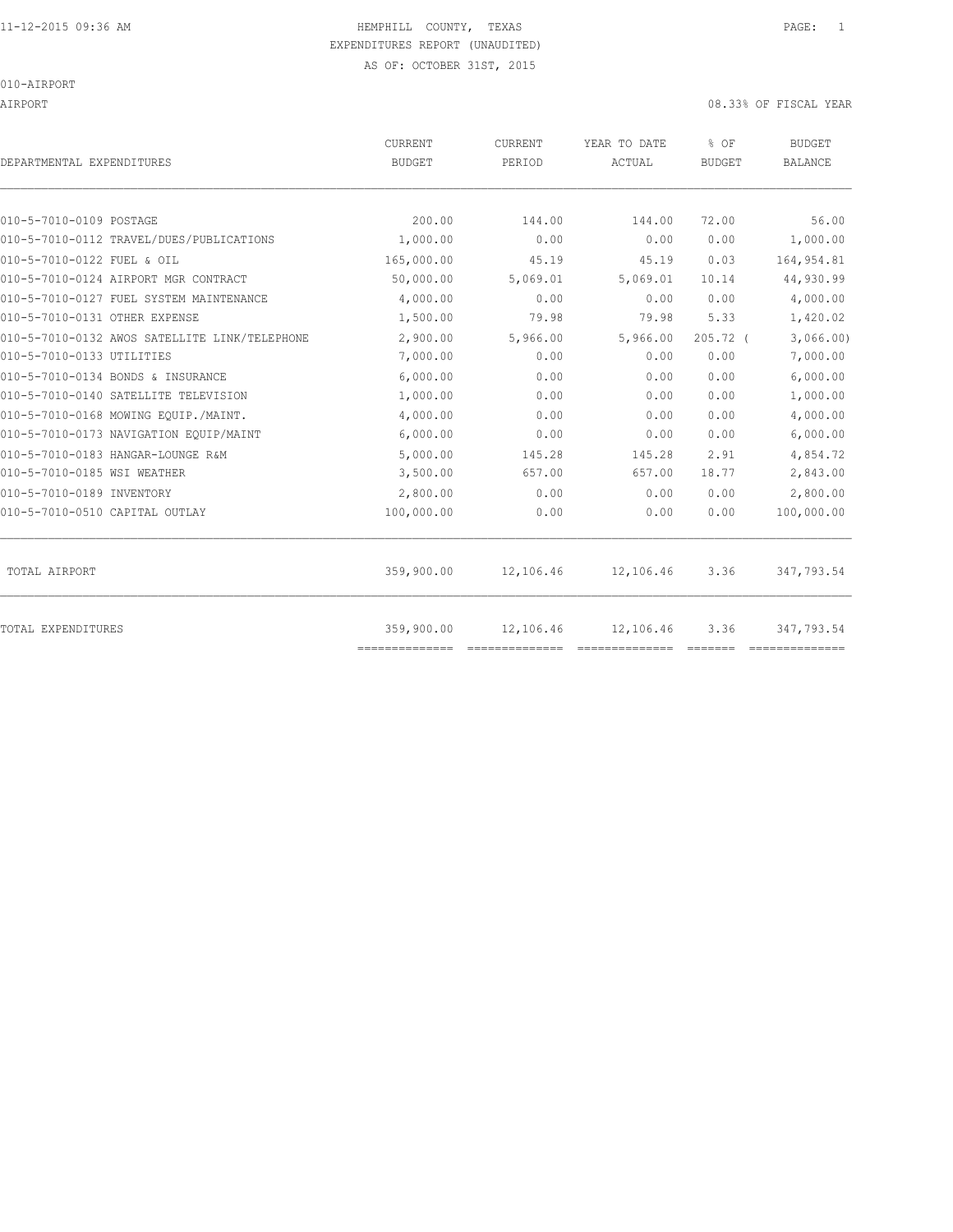HEMPHILL COUNTY, TEXAS
EXPENDITURES REPORT (UNAUDITED)
AS OF: OCTOBER 31ST, 2015

010-AIRPORT

AIRPORT — 08.33% OF FISCAL YEAR

| DEPARTMENTAL EXPENDITURES | CURRENT BUDGET | CURRENT PERIOD | YEAR TO DATE ACTUAL | % OF BUDGET | BUDGET BALANCE |
|---|---|---|---|---|---|
| 010-5-7010-0109 POSTAGE | 200.00 | 144.00 | 144.00 | 72.00 | 56.00 |
| 010-5-7010-0112 TRAVEL/DUES/PUBLICATIONS | 1,000.00 | 0.00 | 0.00 | 0.00 | 1,000.00 |
| 010-5-7010-0122 FUEL & OIL | 165,000.00 | 45.19 | 45.19 | 0.03 | 164,954.81 |
| 010-5-7010-0124 AIRPORT MGR CONTRACT | 50,000.00 | 5,069.01 | 5,069.01 | 10.14 | 44,930.99 |
| 010-5-7010-0127 FUEL SYSTEM MAINTENANCE | 4,000.00 | 0.00 | 0.00 | 0.00 | 4,000.00 |
| 010-5-7010-0131 OTHER EXPENSE | 1,500.00 | 79.98 | 79.98 | 5.33 | 1,420.02 |
| 010-5-7010-0132 AWOS SATELLITE LINK/TELEPHONE | 2,900.00 | 5,966.00 | 5,966.00 | 205.72 | ( 3,066.00) |
| 010-5-7010-0133 UTILITIES | 7,000.00 | 0.00 | 0.00 | 0.00 | 7,000.00 |
| 010-5-7010-0134 BONDS & INSURANCE | 6,000.00 | 0.00 | 0.00 | 0.00 | 6,000.00 |
| 010-5-7010-0140 SATELLITE TELEVISION | 1,000.00 | 0.00 | 0.00 | 0.00 | 1,000.00 |
| 010-5-7010-0168 MOWING EQUIP./MAINT. | 4,000.00 | 0.00 | 0.00 | 0.00 | 4,000.00 |
| 010-5-7010-0173 NAVIGATION EQUIP/MAINT | 6,000.00 | 0.00 | 0.00 | 0.00 | 6,000.00 |
| 010-5-7010-0183 HANGAR-LOUNGE R&M | 5,000.00 | 145.28 | 145.28 | 2.91 | 4,854.72 |
| 010-5-7010-0185 WSI WEATHER | 3,500.00 | 657.00 | 657.00 | 18.77 | 2,843.00 |
| 010-5-7010-0189 INVENTORY | 2,800.00 | 0.00 | 0.00 | 0.00 | 2,800.00 |
| 010-5-7010-0510 CAPITAL OUTLAY | 100,000.00 | 0.00 | 0.00 | 0.00 | 100,000.00 |
| TOTAL AIRPORT | 359,900.00 | 12,106.46 | 12,106.46 | 3.36 | 347,793.54 |
| TOTAL EXPENDITURES | 359,900.00 | 12,106.46 | 12,106.46 | 3.36 | 347,793.54 |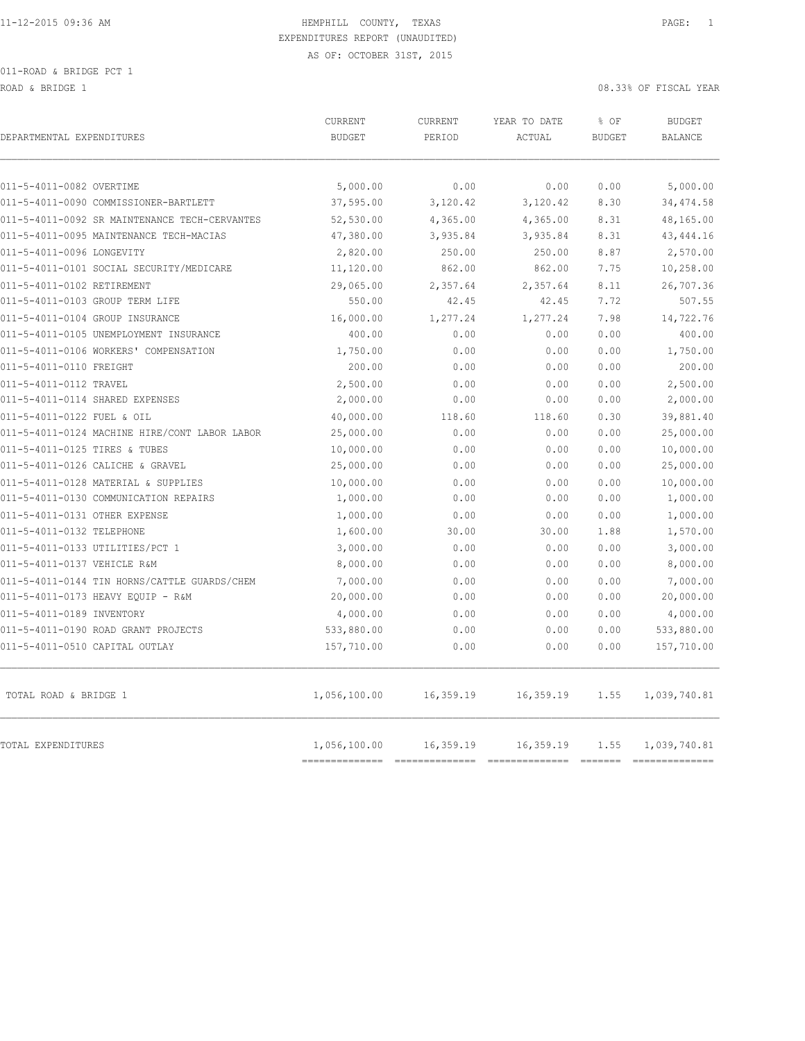11-12-2015 09:36 AM HEMPHILL COUNTY, TEXAS

EXPENDITURES REPORT (UNAUDITED)

AS OF: OCTOBER 31ST, 2015

011-ROAD & BRIDGE PCT 1

ROAD & BRIDGE 1 08.33% OF FISCAL YEAR

| DEPARTMENTAL EXPENDITURES | CURRENT BUDGET | CURRENT PERIOD | YEAR TO DATE ACTUAL | % OF BUDGET | BUDGET BALANCE |
|---|---|---|---|---|---|
| 011-5-4011-0082 OVERTIME | 5,000.00 | 0.00 | 0.00 | 0.00 | 5,000.00 |
| 011-5-4011-0090 COMMISSIONER-BARTLETT | 37,595.00 | 3,120.42 | 3,120.42 | 8.30 | 34,474.58 |
| 011-5-4011-0092 SR MAINTENANCE TECH-CERVANTES | 52,530.00 | 4,365.00 | 4,365.00 | 8.31 | 48,165.00 |
| 011-5-4011-0095 MAINTENANCE TECH-MACIAS | 47,380.00 | 3,935.84 | 3,935.84 | 8.31 | 43,444.16 |
| 011-5-4011-0096 LONGEVITY | 2,820.00 | 250.00 | 250.00 | 8.87 | 2,570.00 |
| 011-5-4011-0101 SOCIAL SECURITY/MEDICARE | 11,120.00 | 862.00 | 862.00 | 7.75 | 10,258.00 |
| 011-5-4011-0102 RETIREMENT | 29,065.00 | 2,357.64 | 2,357.64 | 8.11 | 26,707.36 |
| 011-5-4011-0103 GROUP TERM LIFE | 550.00 | 42.45 | 42.45 | 7.72 | 507.55 |
| 011-5-4011-0104 GROUP INSURANCE | 16,000.00 | 1,277.24 | 1,277.24 | 7.98 | 14,722.76 |
| 011-5-4011-0105 UNEMPLOYMENT INSURANCE | 400.00 | 0.00 | 0.00 | 0.00 | 400.00 |
| 011-5-4011-0106 WORKERS' COMPENSATION | 1,750.00 | 0.00 | 0.00 | 0.00 | 1,750.00 |
| 011-5-4011-0110 FREIGHT | 200.00 | 0.00 | 0.00 | 0.00 | 200.00 |
| 011-5-4011-0112 TRAVEL | 2,500.00 | 0.00 | 0.00 | 0.00 | 2,500.00 |
| 011-5-4011-0114 SHARED EXPENSES | 2,000.00 | 0.00 | 0.00 | 0.00 | 2,000.00 |
| 011-5-4011-0122 FUEL & OIL | 40,000.00 | 118.60 | 118.60 | 0.30 | 39,881.40 |
| 011-5-4011-0124 MACHINE HIRE/CONT LABOR LABOR | 25,000.00 | 0.00 | 0.00 | 0.00 | 25,000.00 |
| 011-5-4011-0125 TIRES & TUBES | 10,000.00 | 0.00 | 0.00 | 0.00 | 10,000.00 |
| 011-5-4011-0126 CALICHE & GRAVEL | 25,000.00 | 0.00 | 0.00 | 0.00 | 25,000.00 |
| 011-5-4011-0128 MATERIAL & SUPPLIES | 10,000.00 | 0.00 | 0.00 | 0.00 | 10,000.00 |
| 011-5-4011-0130 COMMUNICATION REPAIRS | 1,000.00 | 0.00 | 0.00 | 0.00 | 1,000.00 |
| 011-5-4011-0131 OTHER EXPENSE | 1,000.00 | 0.00 | 0.00 | 0.00 | 1,000.00 |
| 011-5-4011-0132 TELEPHONE | 1,600.00 | 30.00 | 30.00 | 1.88 | 1,570.00 |
| 011-5-4011-0133 UTILITIES/PCT 1 | 3,000.00 | 0.00 | 0.00 | 0.00 | 3,000.00 |
| 011-5-4011-0137 VEHICLE R&M | 8,000.00 | 0.00 | 0.00 | 0.00 | 8,000.00 |
| 011-5-4011-0144 TIN HORNS/CATTLE GUARDS/CHEM | 7,000.00 | 0.00 | 0.00 | 0.00 | 7,000.00 |
| 011-5-4011-0173 HEAVY EQUIP - R&M | 20,000.00 | 0.00 | 0.00 | 0.00 | 20,000.00 |
| 011-5-4011-0189 INVENTORY | 4,000.00 | 0.00 | 0.00 | 0.00 | 4,000.00 |
| 011-5-4011-0190 ROAD GRANT PROJECTS | 533,880.00 | 0.00 | 0.00 | 0.00 | 533,880.00 |
| 011-5-4011-0510 CAPITAL OUTLAY | 157,710.00 | 0.00 | 0.00 | 0.00 | 157,710.00 |
| TOTAL ROAD & BRIDGE 1 | 1,056,100.00 | 16,359.19 | 16,359.19 | 1.55 | 1,039,740.81 |
| TOTAL EXPENDITURES | 1,056,100.00 | 16,359.19 | 16,359.19 | 1.55 | 1,039,740.81 |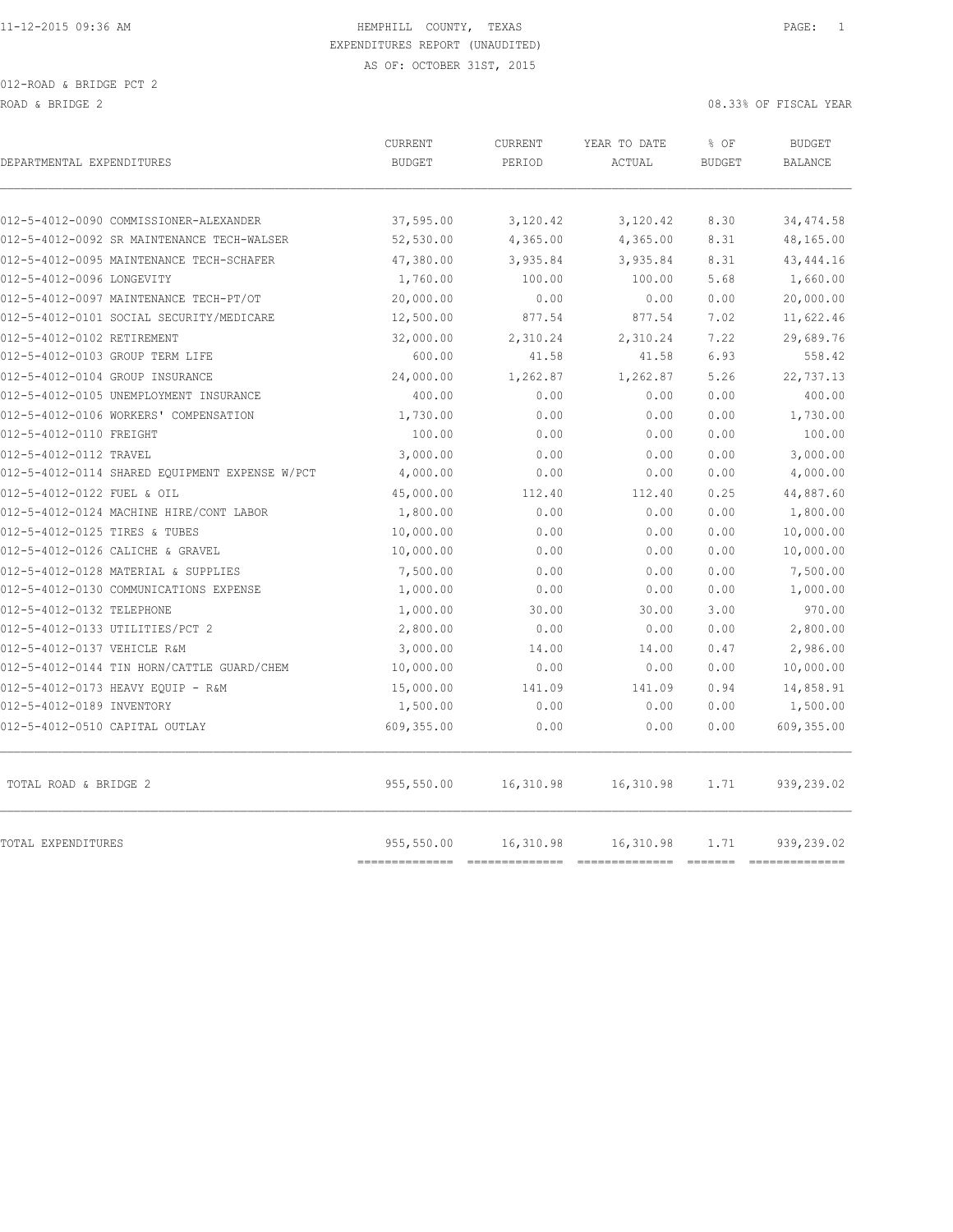HEMPHILL COUNTY, TEXAS
EXPENDITURES REPORT (UNAUDITED)
AS OF: OCTOBER 31ST, 2015

012-ROAD & BRIDGE PCT 2

ROAD & BRIDGE 2 — 08.33% OF FISCAL YEAR

| DEPARTMENTAL EXPENDITURES | CURRENT BUDGET | CURRENT PERIOD | YEAR TO DATE ACTUAL | % OF BUDGET | BUDGET BALANCE |
|---|---|---|---|---|---|
| 012-5-4012-0090 COMMISSIONER-ALEXANDER | 37,595.00 | 3,120.42 | 3,120.42 | 8.30 | 34,474.58 |
| 012-5-4012-0092 SR MAINTENANCE TECH-WALSER | 52,530.00 | 4,365.00 | 4,365.00 | 8.31 | 48,165.00 |
| 012-5-4012-0095 MAINTENANCE TECH-SCHAFER | 47,380.00 | 3,935.84 | 3,935.84 | 8.31 | 43,444.16 |
| 012-5-4012-0096 LONGEVITY | 1,760.00 | 100.00 | 100.00 | 5.68 | 1,660.00 |
| 012-5-4012-0097 MAINTENANCE TECH-PT/OT | 20,000.00 | 0.00 | 0.00 | 0.00 | 20,000.00 |
| 012-5-4012-0101 SOCIAL SECURITY/MEDICARE | 12,500.00 | 877.54 | 877.54 | 7.02 | 11,622.46 |
| 012-5-4012-0102 RETIREMENT | 32,000.00 | 2,310.24 | 2,310.24 | 7.22 | 29,689.76 |
| 012-5-4012-0103 GROUP TERM LIFE | 600.00 | 41.58 | 41.58 | 6.93 | 558.42 |
| 012-5-4012-0104 GROUP INSURANCE | 24,000.00 | 1,262.87 | 1,262.87 | 5.26 | 22,737.13 |
| 012-5-4012-0105 UNEMPLOYMENT INSURANCE | 400.00 | 0.00 | 0.00 | 0.00 | 400.00 |
| 012-5-4012-0106 WORKERS' COMPENSATION | 1,730.00 | 0.00 | 0.00 | 0.00 | 1,730.00 |
| 012-5-4012-0110 FREIGHT | 100.00 | 0.00 | 0.00 | 0.00 | 100.00 |
| 012-5-4012-0112 TRAVEL | 3,000.00 | 0.00 | 0.00 | 0.00 | 3,000.00 |
| 012-5-4012-0114 SHARED EQUIPMENT EXPENSE W/PCT | 4,000.00 | 0.00 | 0.00 | 0.00 | 4,000.00 |
| 012-5-4012-0122 FUEL & OIL | 45,000.00 | 112.40 | 112.40 | 0.25 | 44,887.60 |
| 012-5-4012-0124 MACHINE HIRE/CONT LABOR | 1,800.00 | 0.00 | 0.00 | 0.00 | 1,800.00 |
| 012-5-4012-0125 TIRES & TUBES | 10,000.00 | 0.00 | 0.00 | 0.00 | 10,000.00 |
| 012-5-4012-0126 CALICHE & GRAVEL | 10,000.00 | 0.00 | 0.00 | 0.00 | 10,000.00 |
| 012-5-4012-0128 MATERIAL & SUPPLIES | 7,500.00 | 0.00 | 0.00 | 0.00 | 7,500.00 |
| 012-5-4012-0130 COMMUNICATIONS EXPENSE | 1,000.00 | 0.00 | 0.00 | 0.00 | 1,000.00 |
| 012-5-4012-0132 TELEPHONE | 1,000.00 | 30.00 | 30.00 | 3.00 | 970.00 |
| 012-5-4012-0133 UTILITIES/PCT 2 | 2,800.00 | 0.00 | 0.00 | 0.00 | 2,800.00 |
| 012-5-4012-0137 VEHICLE R&M | 3,000.00 | 14.00 | 14.00 | 0.47 | 2,986.00 |
| 012-5-4012-0144 TIN HORN/CATTLE GUARD/CHEM | 10,000.00 | 0.00 | 0.00 | 0.00 | 10,000.00 |
| 012-5-4012-0173 HEAVY EQUIP - R&M | 15,000.00 | 141.09 | 141.09 | 0.94 | 14,858.91 |
| 012-5-4012-0189 INVENTORY | 1,500.00 | 0.00 | 0.00 | 0.00 | 1,500.00 |
| 012-5-4012-0510 CAPITAL OUTLAY | 609,355.00 | 0.00 | 0.00 | 0.00 | 609,355.00 |
| TOTAL ROAD & BRIDGE 2 | 955,550.00 | 16,310.98 | 16,310.98 | 1.71 | 939,239.02 |
| TOTAL EXPENDITURES | 955,550.00 | 16,310.98 | 16,310.98 | 1.71 | 939,239.02 |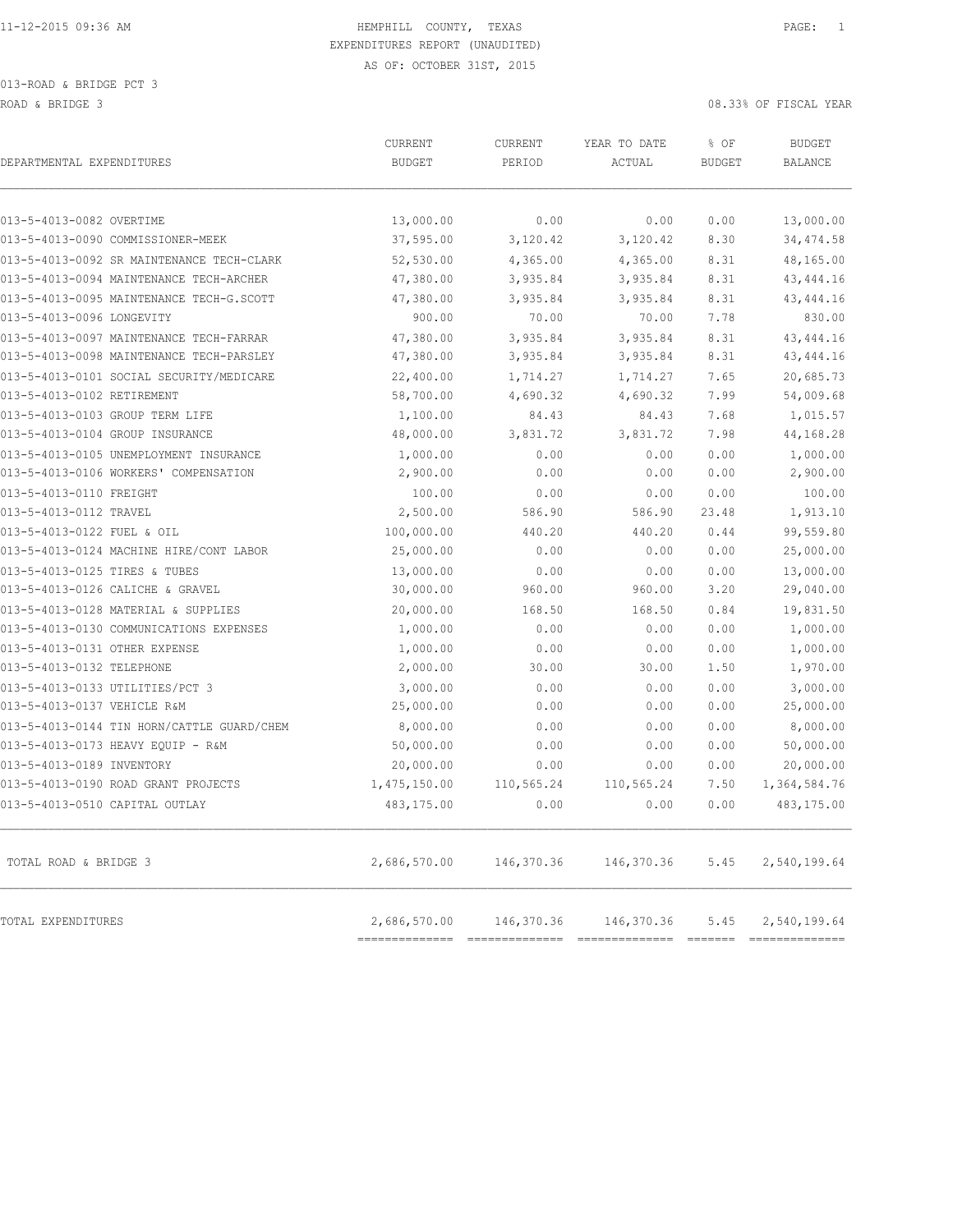HEMPHILL COUNTY, TEXAS

EXPENDITURES REPORT (UNAUDITED)

AS OF: OCTOBER 31ST, 2015

013-ROAD & BRIDGE PCT 3

ROAD & BRIDGE 3

08.33% OF FISCAL YEAR

| DEPARTMENTAL EXPENDITURES | CURRENT BUDGET | CURRENT PERIOD | YEAR TO DATE ACTUAL | % OF BUDGET | BUDGET BALANCE |
|---|---|---|---|---|---|
| 013-5-4013-0082 OVERTIME | 13,000.00 | 0.00 | 0.00 | 0.00 | 13,000.00 |
| 013-5-4013-0090 COMMISSIONER-MEEK | 37,595.00 | 3,120.42 | 3,120.42 | 8.30 | 34,474.58 |
| 013-5-4013-0092 SR MAINTENANCE TECH-CLARK | 52,530.00 | 4,365.00 | 4,365.00 | 8.31 | 48,165.00 |
| 013-5-4013-0094 MAINTENANCE TECH-ARCHER | 47,380.00 | 3,935.84 | 3,935.84 | 8.31 | 43,444.16 |
| 013-5-4013-0095 MAINTENANCE TECH-G.SCOTT | 47,380.00 | 3,935.84 | 3,935.84 | 8.31 | 43,444.16 |
| 013-5-4013-0096 LONGEVITY | 900.00 | 70.00 | 70.00 | 7.78 | 830.00 |
| 013-5-4013-0097 MAINTENANCE TECH-FARRAR | 47,380.00 | 3,935.84 | 3,935.84 | 8.31 | 43,444.16 |
| 013-5-4013-0098 MAINTENANCE TECH-PARSLEY | 47,380.00 | 3,935.84 | 3,935.84 | 8.31 | 43,444.16 |
| 013-5-4013-0101 SOCIAL SECURITY/MEDICARE | 22,400.00 | 1,714.27 | 1,714.27 | 7.65 | 20,685.73 |
| 013-5-4013-0102 RETIREMENT | 58,700.00 | 4,690.32 | 4,690.32 | 7.99 | 54,009.68 |
| 013-5-4013-0103 GROUP TERM LIFE | 1,100.00 | 84.43 | 84.43 | 7.68 | 1,015.57 |
| 013-5-4013-0104 GROUP INSURANCE | 48,000.00 | 3,831.72 | 3,831.72 | 7.98 | 44,168.28 |
| 013-5-4013-0105 UNEMPLOYMENT INSURANCE | 1,000.00 | 0.00 | 0.00 | 0.00 | 1,000.00 |
| 013-5-4013-0106 WORKERS' COMPENSATION | 2,900.00 | 0.00 | 0.00 | 0.00 | 2,900.00 |
| 013-5-4013-0110 FREIGHT | 100.00 | 0.00 | 0.00 | 0.00 | 100.00 |
| 013-5-4013-0112 TRAVEL | 2,500.00 | 586.90 | 586.90 | 23.48 | 1,913.10 |
| 013-5-4013-0122 FUEL & OIL | 100,000.00 | 440.20 | 440.20 | 0.44 | 99,559.80 |
| 013-5-4013-0124 MACHINE HIRE/CONT LABOR | 25,000.00 | 0.00 | 0.00 | 0.00 | 25,000.00 |
| 013-5-4013-0125 TIRES & TUBES | 13,000.00 | 0.00 | 0.00 | 0.00 | 13,000.00 |
| 013-5-4013-0126 CALICHE & GRAVEL | 30,000.00 | 960.00 | 960.00 | 3.20 | 29,040.00 |
| 013-5-4013-0128 MATERIAL & SUPPLIES | 20,000.00 | 168.50 | 168.50 | 0.84 | 19,831.50 |
| 013-5-4013-0130 COMMUNICATIONS EXPENSES | 1,000.00 | 0.00 | 0.00 | 0.00 | 1,000.00 |
| 013-5-4013-0131 OTHER EXPENSE | 1,000.00 | 0.00 | 0.00 | 0.00 | 1,000.00 |
| 013-5-4013-0132 TELEPHONE | 2,000.00 | 30.00 | 30.00 | 1.50 | 1,970.00 |
| 013-5-4013-0133 UTILITIES/PCT 3 | 3,000.00 | 0.00 | 0.00 | 0.00 | 3,000.00 |
| 013-5-4013-0137 VEHICLE R&M | 25,000.00 | 0.00 | 0.00 | 0.00 | 25,000.00 |
| 013-5-4013-0144 TIN HORN/CATTLE GUARD/CHEM | 8,000.00 | 0.00 | 0.00 | 0.00 | 8,000.00 |
| 013-5-4013-0173 HEAVY EQUIP - R&M | 50,000.00 | 0.00 | 0.00 | 0.00 | 50,000.00 |
| 013-5-4013-0189 INVENTORY | 20,000.00 | 0.00 | 0.00 | 0.00 | 20,000.00 |
| 013-5-4013-0190 ROAD GRANT PROJECTS | 1,475,150.00 | 110,565.24 | 110,565.24 | 7.50 | 1,364,584.76 |
| 013-5-4013-0510 CAPITAL OUTLAY | 483,175.00 | 0.00 | 0.00 | 0.00 | 483,175.00 |
| TOTAL ROAD & BRIDGE 3 | 2,686,570.00 | 146,370.36 | 146,370.36 | 5.45 | 2,540,199.64 |
| TOTAL EXPENDITURES | 2,686,570.00 | 146,370.36 | 146,370.36 | 5.45 | 2,540,199.64 |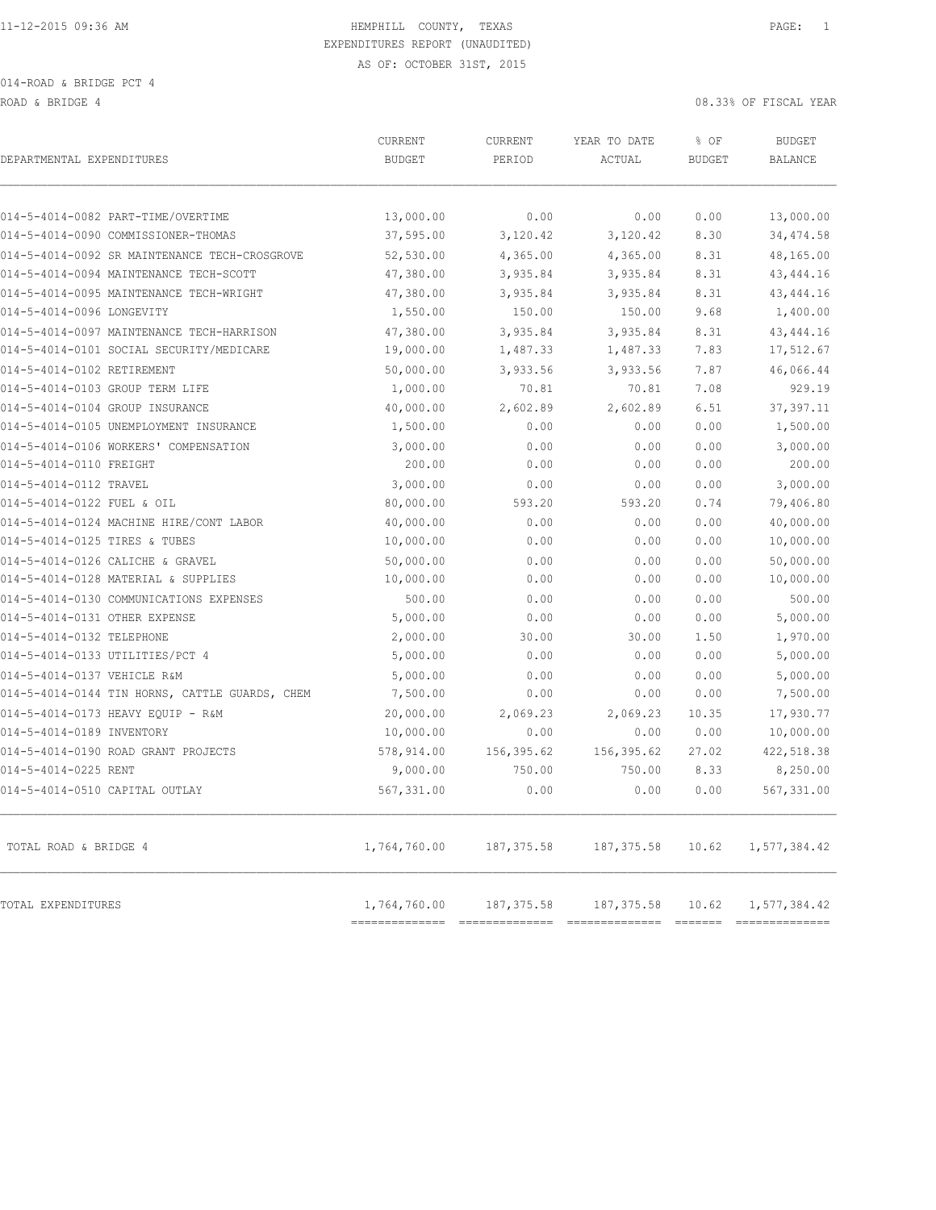11-12-2015 09:36 AM

# HEMPHILL COUNTY, TEXAS

EXPENDITURES REPORT (UNAUDITED)

AS OF: OCTOBER 31ST, 2015

014-ROAD & BRIDGE PCT 4

ROAD & BRIDGE 4 — 08.33% OF FISCAL YEAR

| DEPARTMENTAL EXPENDITURES | CURRENT BUDGET | CURRENT PERIOD | YEAR TO DATE ACTUAL | % OF BUDGET | BUDGET BALANCE |
|---|---|---|---|---|---|
| 014-5-4014-0082 PART-TIME/OVERTIME | 13,000.00 | 0.00 | 0.00 | 0.00 | 13,000.00 |
| 014-5-4014-0090 COMMISSIONER-THOMAS | 37,595.00 | 3,120.42 | 3,120.42 | 8.30 | 34,474.58 |
| 014-5-4014-0092 SR MAINTENANCE TECH-CROSGROVE | 52,530.00 | 4,365.00 | 4,365.00 | 8.31 | 48,165.00 |
| 014-5-4014-0094 MAINTENANCE TECH-SCOTT | 47,380.00 | 3,935.84 | 3,935.84 | 8.31 | 43,444.16 |
| 014-5-4014-0095 MAINTENANCE TECH-WRIGHT | 47,380.00 | 3,935.84 | 3,935.84 | 8.31 | 43,444.16 |
| 014-5-4014-0096 LONGEVITY | 1,550.00 | 150.00 | 150.00 | 9.68 | 1,400.00 |
| 014-5-4014-0097 MAINTENANCE TECH-HARRISON | 47,380.00 | 3,935.84 | 3,935.84 | 8.31 | 43,444.16 |
| 014-5-4014-0101 SOCIAL SECURITY/MEDICARE | 19,000.00 | 1,487.33 | 1,487.33 | 7.83 | 17,512.67 |
| 014-5-4014-0102 RETIREMENT | 50,000.00 | 3,933.56 | 3,933.56 | 7.87 | 46,066.44 |
| 014-5-4014-0103 GROUP TERM LIFE | 1,000.00 | 70.81 | 70.81 | 7.08 | 929.19 |
| 014-5-4014-0104 GROUP INSURANCE | 40,000.00 | 2,602.89 | 2,602.89 | 6.51 | 37,397.11 |
| 014-5-4014-0105 UNEMPLOYMENT INSURANCE | 1,500.00 | 0.00 | 0.00 | 0.00 | 1,500.00 |
| 014-5-4014-0106 WORKERS' COMPENSATION | 3,000.00 | 0.00 | 0.00 | 0.00 | 3,000.00 |
| 014-5-4014-0110 FREIGHT | 200.00 | 0.00 | 0.00 | 0.00 | 200.00 |
| 014-5-4014-0112 TRAVEL | 3,000.00 | 0.00 | 0.00 | 0.00 | 3,000.00 |
| 014-5-4014-0122 FUEL & OIL | 80,000.00 | 593.20 | 593.20 | 0.74 | 79,406.80 |
| 014-5-4014-0124 MACHINE HIRE/CONT LABOR | 40,000.00 | 0.00 | 0.00 | 0.00 | 40,000.00 |
| 014-5-4014-0125 TIRES & TUBES | 10,000.00 | 0.00 | 0.00 | 0.00 | 10,000.00 |
| 014-5-4014-0126 CALICHE & GRAVEL | 50,000.00 | 0.00 | 0.00 | 0.00 | 50,000.00 |
| 014-5-4014-0128 MATERIAL & SUPPLIES | 10,000.00 | 0.00 | 0.00 | 0.00 | 10,000.00 |
| 014-5-4014-0130 COMMUNICATIONS EXPENSES | 500.00 | 0.00 | 0.00 | 0.00 | 500.00 |
| 014-5-4014-0131 OTHER EXPENSE | 5,000.00 | 0.00 | 0.00 | 0.00 | 5,000.00 |
| 014-5-4014-0132 TELEPHONE | 2,000.00 | 30.00 | 30.00 | 1.50 | 1,970.00 |
| 014-5-4014-0133 UTILITIES/PCT 4 | 5,000.00 | 0.00 | 0.00 | 0.00 | 5,000.00 |
| 014-5-4014-0137 VEHICLE R&M | 5,000.00 | 0.00 | 0.00 | 0.00 | 5,000.00 |
| 014-5-4014-0144 TIN HORNS, CATTLE GUARDS, CHEM | 7,500.00 | 0.00 | 0.00 | 0.00 | 7,500.00 |
| 014-5-4014-0173 HEAVY EQUIP - R&M | 20,000.00 | 2,069.23 | 2,069.23 | 10.35 | 17,930.77 |
| 014-5-4014-0189 INVENTORY | 10,000.00 | 0.00 | 0.00 | 0.00 | 10,000.00 |
| 014-5-4014-0190 ROAD GRANT PROJECTS | 578,914.00 | 156,395.62 | 156,395.62 | 27.02 | 422,518.38 |
| 014-5-4014-0225 RENT | 9,000.00 | 750.00 | 750.00 | 8.33 | 8,250.00 |
| 014-5-4014-0510 CAPITAL OUTLAY | 567,331.00 | 0.00 | 0.00 | 0.00 | 567,331.00 |
| TOTAL ROAD & BRIDGE 4 | 1,764,760.00 | 187,375.58 | 187,375.58 | 10.62 | 1,577,384.42 |
| TOTAL EXPENDITURES | 1,764,760.00 | 187,375.58 | 187,375.58 | 10.62 | 1,577,384.42 |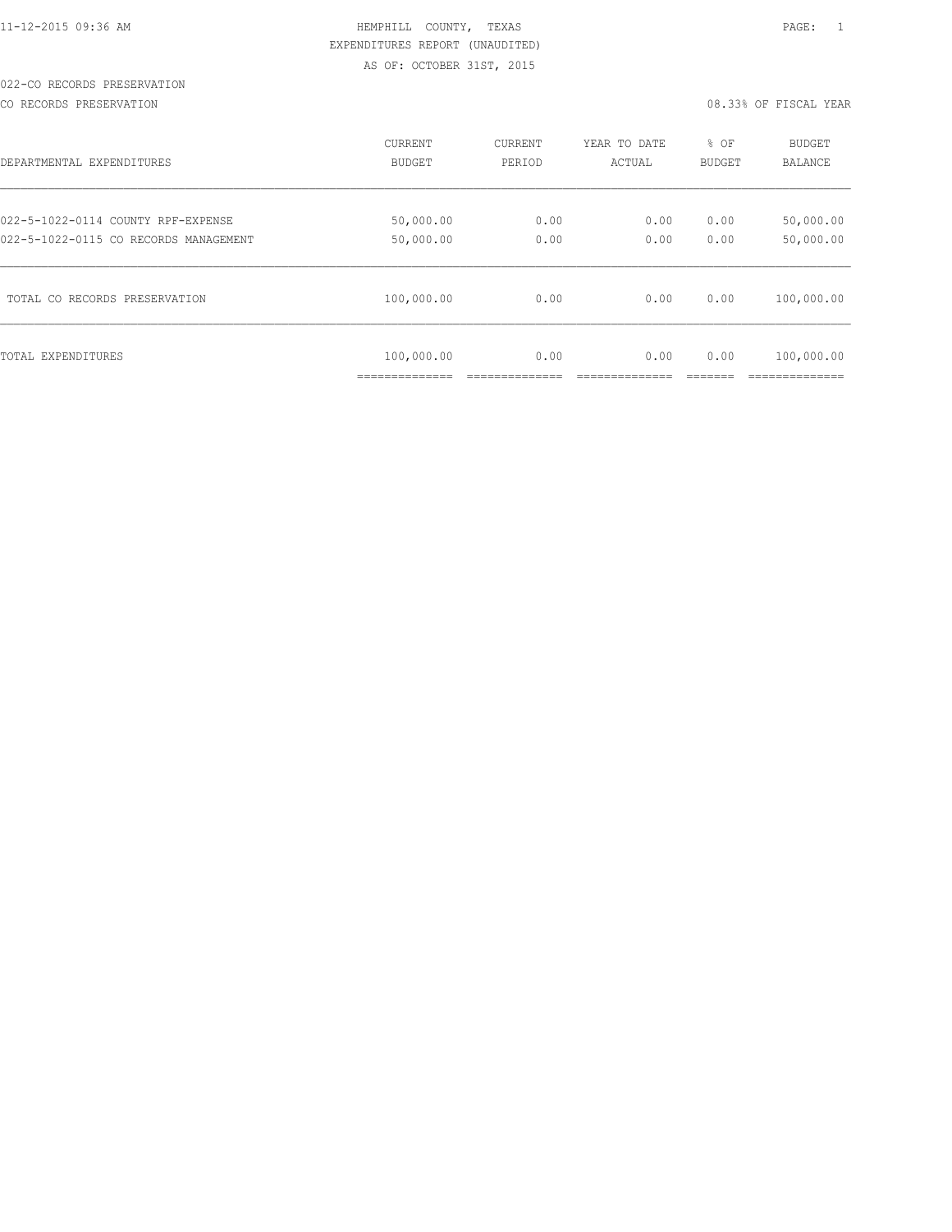HEMPHILL COUNTY, TEXAS
EXPENDITURES REPORT (UNAUDITED)
AS OF: OCTOBER 31ST, 2015

022-CO RECORDS PRESERVATION

CO RECORDS PRESERVATION — 08.33% OF FISCAL YEAR

| DEPARTMENTAL EXPENDITURES | CURRENT BUDGET | CURRENT PERIOD | YEAR TO DATE ACTUAL | % OF BUDGET | BUDGET BALANCE |
|---|---|---|---|---|---|
| 022-5-1022-0114 COUNTY RPF-EXPENSE | 50,000.00 | 0.00 | 0.00 | 0.00 | 50,000.00 |
| 022-5-1022-0115 CO RECORDS MANAGEMENT | 50,000.00 | 0.00 | 0.00 | 0.00 | 50,000.00 |
| TOTAL CO RECORDS PRESERVATION | 100,000.00 | 0.00 | 0.00 | 0.00 | 100,000.00 |
| TOTAL EXPENDITURES | 100,000.00 | 0.00 | 0.00 | 0.00 | 100,000.00 |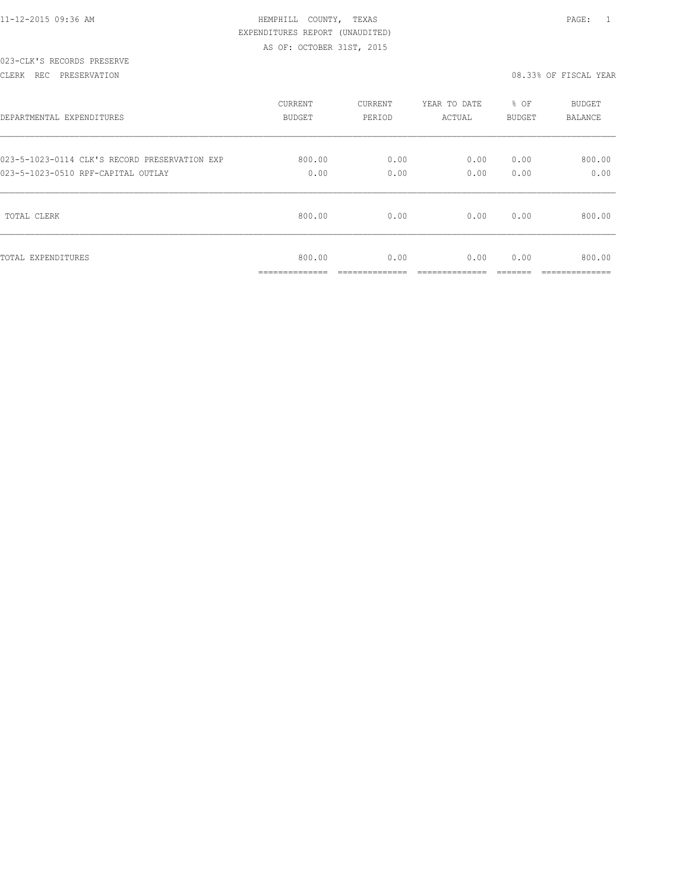11-12-2015 09:36 AM HEMPHILL COUNTY, TEXAS PAGE: 1

EXPENDITURES REPORT (UNAUDITED)

AS OF: OCTOBER 31ST, 2015

023-CLK'S RECORDS PRESERVE

CLERK REC PRESERVATION 08.33% OF FISCAL YEAR

| DEPARTMENTAL EXPENDITURES | CURRENT BUDGET | CURRENT PERIOD | YEAR TO DATE ACTUAL | % OF BUDGET | BUDGET BALANCE |
|---|---|---|---|---|---|
| 023-5-1023-0114 CLK'S RECORD PRESERVATION EXP | 800.00 | 0.00 | 0.00 | 0.00 | 800.00 |
| 023-5-1023-0510 RPF-CAPITAL OUTLAY | 0.00 | 0.00 | 0.00 | 0.00 | 0.00 |
| TOTAL CLERK | 800.00 | 0.00 | 0.00 | 0.00 | 800.00 |
| TOTAL EXPENDITURES | 800.00 | 0.00 | 0.00 | 0.00 | 800.00 |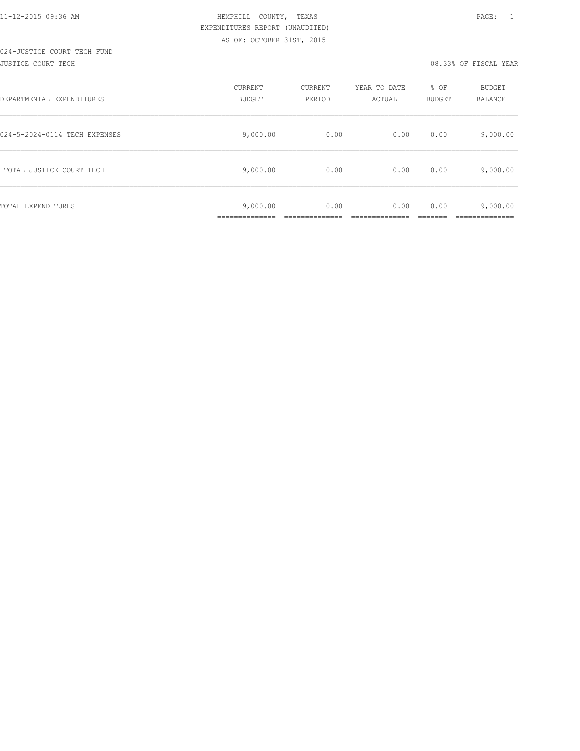HEMPHILL COUNTY, TEXAS
EXPENDITURES REPORT (UNAUDITED)
AS OF: OCTOBER 31ST, 2015

11-12-2015 09:36 AM

024-JUSTICE COURT TECH FUND

JUSTICE COURT TECH

08.33% OF FISCAL YEAR

| DEPARTMENTAL EXPENDITURES | CURRENT BUDGET | CURRENT PERIOD | YEAR TO DATE ACTUAL | % OF BUDGET | BUDGET BALANCE |
|---|---|---|---|---|---|
| 024-5-2024-0114 TECH EXPENSES | 9,000.00 | 0.00 | 0.00 | 0.00 | 9,000.00 |
| TOTAL JUSTICE COURT TECH | 9,000.00 | 0.00 | 0.00 | 0.00 | 9,000.00 |
| TOTAL EXPENDITURES | 9,000.00 | 0.00 | 0.00 | 0.00 | 9,000.00 |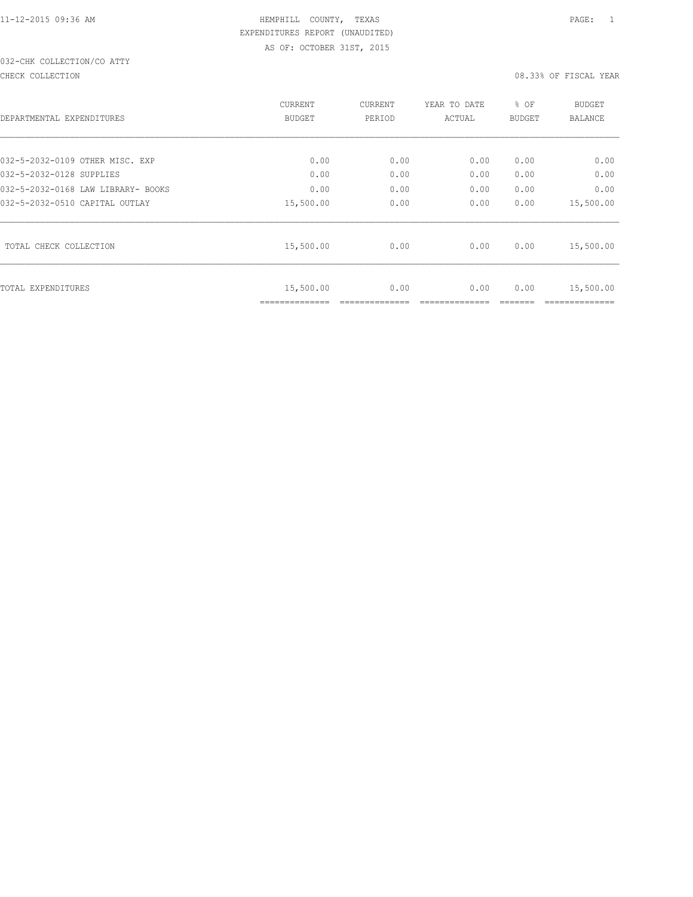11-12-2015 09:36 AM HEMPHILL COUNTY, TEXAS PAGE: 1

EXPENDITURES REPORT (UNAUDITED)

AS OF: OCTOBER 31ST, 2015

032-CHK COLLECTION/CO ATTY

CHECK COLLECTION 08.33% OF FISCAL YEAR

| DEPARTMENTAL EXPENDITURES | CURRENT BUDGET | CURRENT PERIOD | YEAR TO DATE ACTUAL | % OF BUDGET | BUDGET BALANCE |
|---|---|---|---|---|---|
| 032-5-2032-0109 OTHER MISC. EXP | 0.00 | 0.00 | 0.00 | 0.00 | 0.00 |
| 032-5-2032-0128 SUPPLIES | 0.00 | 0.00 | 0.00 | 0.00 | 0.00 |
| 032-5-2032-0168 LAW LIBRARY- BOOKS | 0.00 | 0.00 | 0.00 | 0.00 | 0.00 |
| 032-5-2032-0510 CAPITAL OUTLAY | 15,500.00 | 0.00 | 0.00 | 0.00 | 15,500.00 |
| TOTAL CHECK COLLECTION | 15,500.00 | 0.00 | 0.00 | 0.00 | 15,500.00 |
| TOTAL EXPENDITURES | 15,500.00 | 0.00 | 0.00 | 0.00 | 15,500.00 |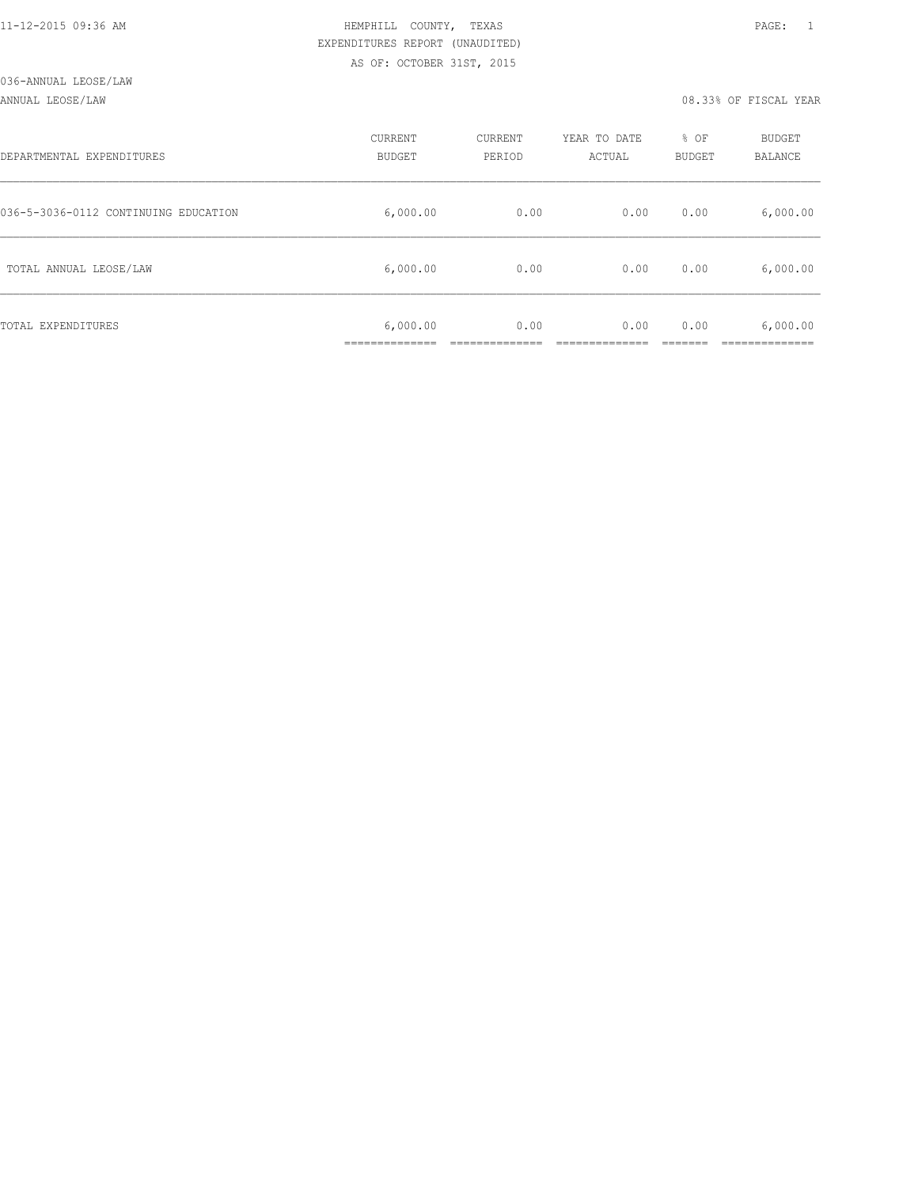11-12-2015 09:36 AM

HEMPHILL COUNTY, TEXAS

EXPENDITURES REPORT (UNAUDITED)

AS OF: OCTOBER 31ST, 2015

036-ANNUAL LEOSE/LAW

ANNUAL LEOSE/LAW — 08.33% OF FISCAL YEAR

| DEPARTMENTAL EXPENDITURES | CURRENT BUDGET | CURRENT PERIOD | YEAR TO DATE ACTUAL | % OF BUDGET | BUDGET BALANCE |
|---|---|---|---|---|---|
| 036-5-3036-0112 CONTINUING EDUCATION | 6,000.00 | 0.00 | 0.00 | 0.00 | 6,000.00 |
| TOTAL ANNUAL LEOSE/LAW | 6,000.00 | 0.00 | 0.00 | 0.00 | 6,000.00 |
| TOTAL EXPENDITURES | 6,000.00 | 0.00 | 0.00 | 0.00 | 6,000.00 |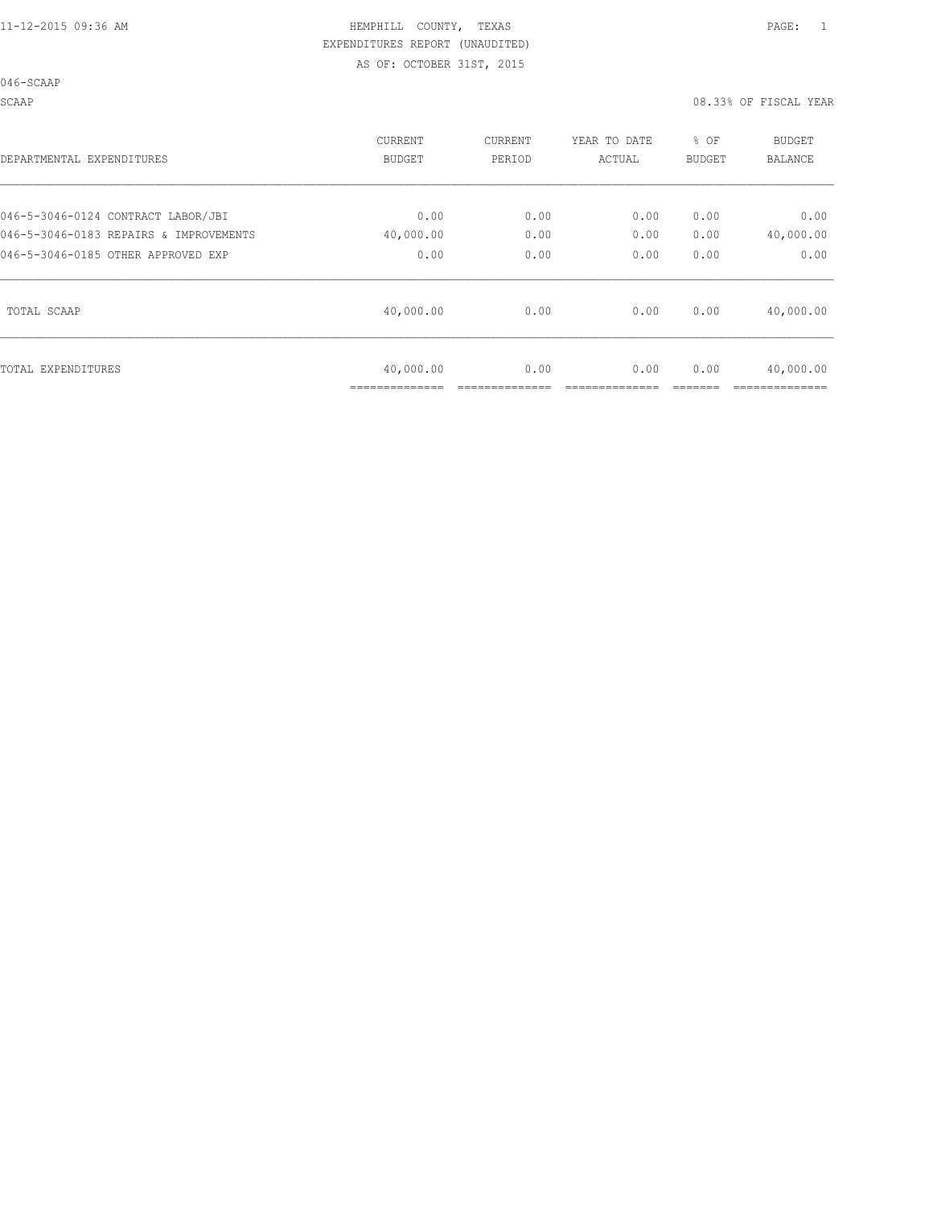HEMPHILL COUNTY, TEXAS
EXPENDITURES REPORT (UNAUDITED)
AS OF: OCTOBER 31ST, 2015

046-SCAAP

SCAAP — 08.33% OF FISCAL YEAR

| DEPARTMENTAL EXPENDITURES | CURRENT BUDGET | CURRENT PERIOD | YEAR TO DATE ACTUAL | % OF BUDGET | BUDGET BALANCE |
|---|---|---|---|---|---|
| 046-5-3046-0124 CONTRACT LABOR/JBI | 0.00 | 0.00 | 0.00 | 0.00 | 0.00 |
| 046-5-3046-0183 REPAIRS & IMPROVEMENTS | 40,000.00 | 0.00 | 0.00 | 0.00 | 40,000.00 |
| 046-5-3046-0185 OTHER APPROVED EXP | 0.00 | 0.00 | 0.00 | 0.00 | 0.00 |
| TOTAL SCAAP | 40,000.00 | 0.00 | 0.00 | 0.00 | 40,000.00 |
| TOTAL EXPENDITURES | 40,000.00 | 0.00 | 0.00 | 0.00 | 40,000.00 |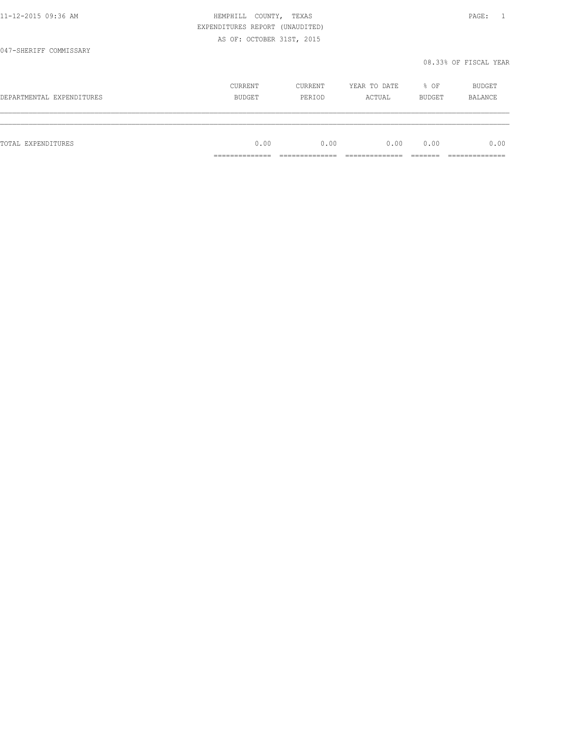11-12-2015 09:36 AM

HEMPHILL COUNTY, TEXAS
EXPENDITURES REPORT (UNAUDITED)
AS OF: OCTOBER 31ST, 2015

047-SHERIFF COMMISSARY

08.33% OF FISCAL YEAR

| DEPARTMENTAL EXPENDITURES | CURRENT BUDGET | CURRENT PERIOD | YEAR TO DATE ACTUAL | % OF BUDGET | BUDGET BALANCE |
|---|---|---|---|---|---|
| TOTAL EXPENDITURES | 0.00 | 0.00 | 0.00 | 0.00 | 0.00 |